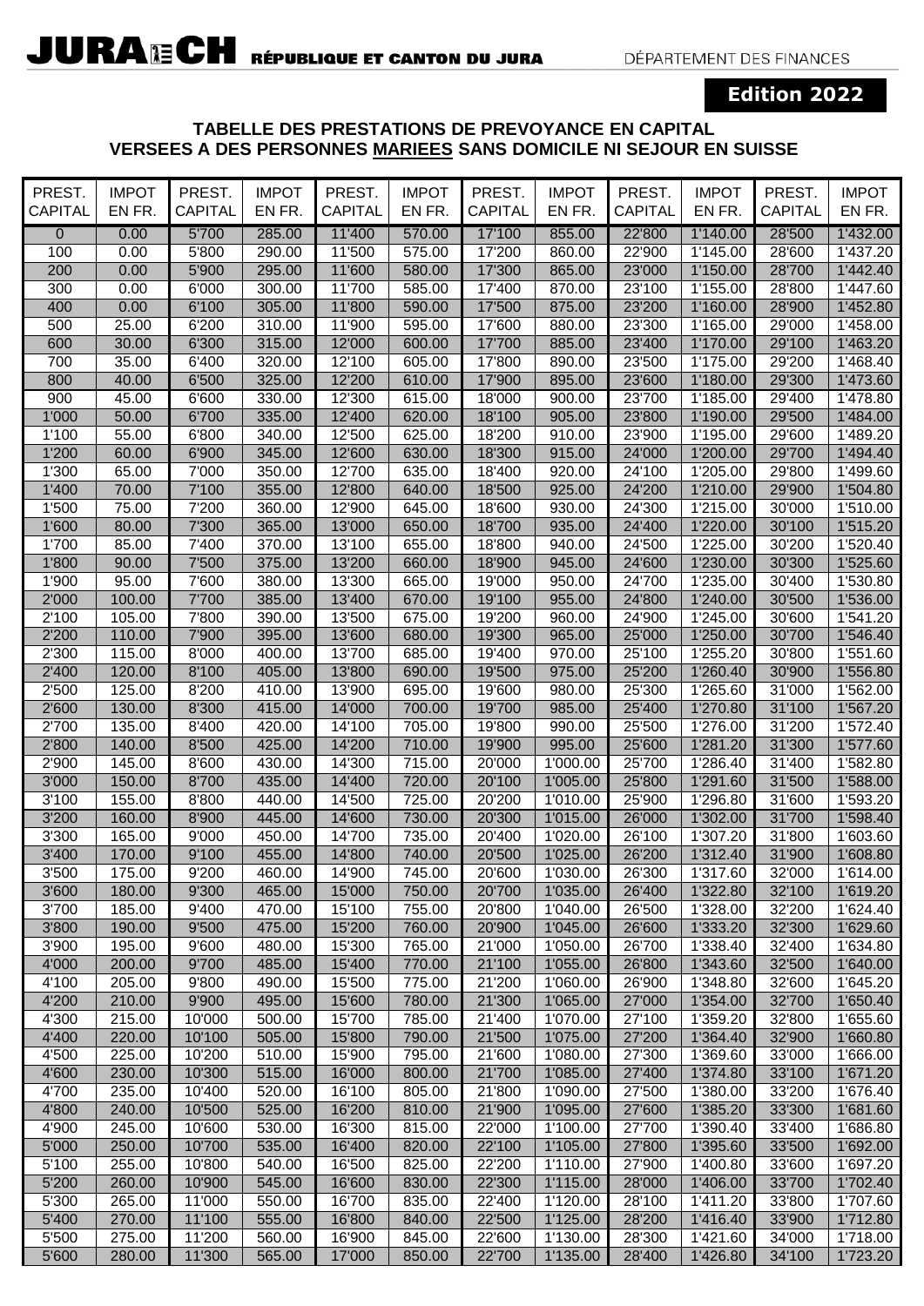JURA CH RÉPUBLIQUE ET CANTON DU JURA

DÉPARTEMENT DES FINANCES

**Edition 2022**

## TABELLE DES PRESTATIONS DE PREVOYANCE EN CAPITAL VERSEES A DES PERSONNES MARIEES SANS DOMICILE NI SEJOUR EN SUISSE

| PREST. CAPITAL | IMPOT EN FR. | PREST. CAPITAL | IMPOT EN FR. | PREST. CAPITAL | IMPOT EN FR. | PREST. CAPITAL | IMPOT EN FR. | PREST. CAPITAL | IMPOT EN FR. | PREST. CAPITAL | IMPOT EN FR. |
|---|---|---|---|---|---|---|---|---|---|---|---|
| 0 | 0.00 | 5'700 | 285.00 | 11'400 | 570.00 | 17'100 | 855.00 | 22'800 | 1'140.00 | 28'500 | 1'432.00 |
| 100 | 0.00 | 5'800 | 290.00 | 11'500 | 575.00 | 17'200 | 860.00 | 22'900 | 1'145.00 | 28'600 | 1'437.20 |
| 200 | 0.00 | 5'900 | 295.00 | 11'600 | 580.00 | 17'300 | 865.00 | 23'000 | 1'150.00 | 28'700 | 1'442.40 |
| 300 | 0.00 | 6'000 | 300.00 | 11'700 | 585.00 | 17'400 | 870.00 | 23'100 | 1'155.00 | 28'800 | 1'447.60 |
| 400 | 0.00 | 6'100 | 305.00 | 11'800 | 590.00 | 17'500 | 875.00 | 23'200 | 1'160.00 | 28'900 | 1'452.80 |
| 500 | 25.00 | 6'200 | 310.00 | 11'900 | 595.00 | 17'600 | 880.00 | 23'300 | 1'165.00 | 29'000 | 1'458.00 |
| 600 | 30.00 | 6'300 | 315.00 | 12'000 | 600.00 | 17'700 | 885.00 | 23'400 | 1'170.00 | 29'100 | 1'463.20 |
| 700 | 35.00 | 6'400 | 320.00 | 12'100 | 605.00 | 17'800 | 890.00 | 23'500 | 1'175.00 | 29'200 | 1'468.40 |
| 800 | 40.00 | 6'500 | 325.00 | 12'200 | 610.00 | 17'900 | 895.00 | 23'600 | 1'180.00 | 29'300 | 1'473.60 |
| 900 | 45.00 | 6'600 | 330.00 | 12'300 | 615.00 | 18'000 | 900.00 | 23'700 | 1'185.00 | 29'400 | 1'478.80 |
| 1'000 | 50.00 | 6'700 | 335.00 | 12'400 | 620.00 | 18'100 | 905.00 | 23'800 | 1'190.00 | 29'500 | 1'484.00 |
| 1'100 | 55.00 | 6'800 | 340.00 | 12'500 | 625.00 | 18'200 | 910.00 | 23'900 | 1'195.00 | 29'600 | 1'489.20 |
| 1'200 | 60.00 | 6'900 | 345.00 | 12'600 | 630.00 | 18'300 | 915.00 | 24'000 | 1'200.00 | 29'700 | 1'494.40 |
| 1'300 | 65.00 | 7'000 | 350.00 | 12'700 | 635.00 | 18'400 | 920.00 | 24'100 | 1'205.00 | 29'800 | 1'499.60 |
| 1'400 | 70.00 | 7'100 | 355.00 | 12'800 | 640.00 | 18'500 | 925.00 | 24'200 | 1'210.00 | 29'900 | 1'504.80 |
| 1'500 | 75.00 | 7'200 | 360.00 | 12'900 | 645.00 | 18'600 | 930.00 | 24'300 | 1'215.00 | 30'000 | 1'510.00 |
| 1'600 | 80.00 | 7'300 | 365.00 | 13'000 | 650.00 | 18'700 | 935.00 | 24'400 | 1'220.00 | 30'100 | 1'515.20 |
| 1'700 | 85.00 | 7'400 | 370.00 | 13'100 | 655.00 | 18'800 | 940.00 | 24'500 | 1'225.00 | 30'200 | 1'520.40 |
| 1'800 | 90.00 | 7'500 | 375.00 | 13'200 | 660.00 | 18'900 | 945.00 | 24'600 | 1'230.00 | 30'300 | 1'525.60 |
| 1'900 | 95.00 | 7'600 | 380.00 | 13'300 | 665.00 | 19'000 | 950.00 | 24'700 | 1'235.00 | 30'400 | 1'530.80 |
| 2'000 | 100.00 | 7'700 | 385.00 | 13'400 | 670.00 | 19'100 | 955.00 | 24'800 | 1'240.00 | 30'500 | 1'536.00 |
| 2'100 | 105.00 | 7'800 | 390.00 | 13'500 | 675.00 | 19'200 | 960.00 | 24'900 | 1'245.00 | 30'600 | 1'541.20 |
| 2'200 | 110.00 | 7'900 | 395.00 | 13'600 | 680.00 | 19'300 | 965.00 | 25'000 | 1'250.00 | 30'700 | 1'546.40 |
| 2'300 | 115.00 | 8'000 | 400.00 | 13'700 | 685.00 | 19'400 | 970.00 | 25'100 | 1'255.20 | 30'800 | 1'551.60 |
| 2'400 | 120.00 | 8'100 | 405.00 | 13'800 | 690.00 | 19'500 | 975.00 | 25'200 | 1'260.40 | 30'900 | 1'556.80 |
| 2'500 | 125.00 | 8'200 | 410.00 | 13'900 | 695.00 | 19'600 | 980.00 | 25'300 | 1'265.60 | 31'000 | 1'562.00 |
| 2'600 | 130.00 | 8'300 | 415.00 | 14'000 | 700.00 | 19'700 | 985.00 | 25'400 | 1'270.80 | 31'100 | 1'567.20 |
| 2'700 | 135.00 | 8'400 | 420.00 | 14'100 | 705.00 | 19'800 | 990.00 | 25'500 | 1'276.00 | 31'200 | 1'572.40 |
| 2'800 | 140.00 | 8'500 | 425.00 | 14'200 | 710.00 | 19'900 | 995.00 | 25'600 | 1'281.20 | 31'300 | 1'577.60 |
| 2'900 | 145.00 | 8'600 | 430.00 | 14'300 | 715.00 | 20'000 | 1'000.00 | 25'700 | 1'286.40 | 31'400 | 1'582.80 |
| 3'000 | 150.00 | 8'700 | 435.00 | 14'400 | 720.00 | 20'100 | 1'005.00 | 25'800 | 1'291.60 | 31'500 | 1'588.00 |
| 3'100 | 155.00 | 8'800 | 440.00 | 14'500 | 725.00 | 20'200 | 1'010.00 | 25'900 | 1'296.80 | 31'600 | 1'593.20 |
| 3'200 | 160.00 | 8'900 | 445.00 | 14'600 | 730.00 | 20'300 | 1'015.00 | 26'000 | 1'302.00 | 31'700 | 1'598.40 |
| 3'300 | 165.00 | 9'000 | 450.00 | 14'700 | 735.00 | 20'400 | 1'020.00 | 26'100 | 1'307.20 | 31'800 | 1'603.60 |
| 3'400 | 170.00 | 9'100 | 455.00 | 14'800 | 740.00 | 20'500 | 1'025.00 | 26'200 | 1'312.40 | 31'900 | 1'608.80 |
| 3'500 | 175.00 | 9'200 | 460.00 | 14'900 | 745.00 | 20'600 | 1'030.00 | 26'300 | 1'317.60 | 32'000 | 1'614.00 |
| 3'600 | 180.00 | 9'300 | 465.00 | 15'000 | 750.00 | 20'700 | 1'035.00 | 26'400 | 1'322.80 | 32'100 | 1'619.20 |
| 3'700 | 185.00 | 9'400 | 470.00 | 15'100 | 755.00 | 20'800 | 1'040.00 | 26'500 | 1'328.00 | 32'200 | 1'624.40 |
| 3'800 | 190.00 | 9'500 | 475.00 | 15'200 | 760.00 | 20'900 | 1'045.00 | 26'600 | 1'333.20 | 32'300 | 1'629.60 |
| 3'900 | 195.00 | 9'600 | 480.00 | 15'300 | 765.00 | 21'000 | 1'050.00 | 26'700 | 1'338.40 | 32'400 | 1'634.80 |
| 4'000 | 200.00 | 9'700 | 485.00 | 15'400 | 770.00 | 21'100 | 1'055.00 | 26'800 | 1'343.60 | 32'500 | 1'640.00 |
| 4'100 | 205.00 | 9'800 | 490.00 | 15'500 | 775.00 | 21'200 | 1'060.00 | 26'900 | 1'348.80 | 32'600 | 1'645.20 |
| 4'200 | 210.00 | 9'900 | 495.00 | 15'600 | 780.00 | 21'300 | 1'065.00 | 27'000 | 1'354.00 | 32'700 | 1'650.40 |
| 4'300 | 215.00 | 10'000 | 500.00 | 15'700 | 785.00 | 21'400 | 1'070.00 | 27'100 | 1'359.20 | 32'800 | 1'655.60 |
| 4'400 | 220.00 | 10'100 | 505.00 | 15'800 | 790.00 | 21'500 | 1'075.00 | 27'200 | 1'364.40 | 32'900 | 1'660.80 |
| 4'500 | 225.00 | 10'200 | 510.00 | 15'900 | 795.00 | 21'600 | 1'080.00 | 27'300 | 1'369.60 | 33'000 | 1'666.00 |
| 4'600 | 230.00 | 10'300 | 515.00 | 16'000 | 800.00 | 21'700 | 1'085.00 | 27'400 | 1'374.80 | 33'100 | 1'671.20 |
| 4'700 | 235.00 | 10'400 | 520.00 | 16'100 | 805.00 | 21'800 | 1'090.00 | 27'500 | 1'380.00 | 33'200 | 1'676.40 |
| 4'800 | 240.00 | 10'500 | 525.00 | 16'200 | 810.00 | 21'900 | 1'095.00 | 27'600 | 1'385.20 | 33'300 | 1'681.60 |
| 4'900 | 245.00 | 10'600 | 530.00 | 16'300 | 815.00 | 22'000 | 1'100.00 | 27'700 | 1'390.40 | 33'400 | 1'686.80 |
| 5'000 | 250.00 | 10'700 | 535.00 | 16'400 | 820.00 | 22'100 | 1'105.00 | 27'800 | 1'395.60 | 33'500 | 1'692.00 |
| 5'100 | 255.00 | 10'800 | 540.00 | 16'500 | 825.00 | 22'200 | 1'110.00 | 27'900 | 1'400.80 | 33'600 | 1'697.20 |
| 5'200 | 260.00 | 10'900 | 545.00 | 16'600 | 830.00 | 22'300 | 1'115.00 | 28'000 | 1'406.00 | 33'700 | 1'702.40 |
| 5'300 | 265.00 | 11'000 | 550.00 | 16'700 | 835.00 | 22'400 | 1'120.00 | 28'100 | 1'411.20 | 33'800 | 1'707.60 |
| 5'400 | 270.00 | 11'100 | 555.00 | 16'800 | 840.00 | 22'500 | 1'125.00 | 28'200 | 1'416.40 | 33'900 | 1'712.80 |
| 5'500 | 275.00 | 11'200 | 560.00 | 16'900 | 845.00 | 22'600 | 1'130.00 | 28'300 | 1'421.60 | 34'000 | 1'718.00 |
| 5'600 | 280.00 | 11'300 | 565.00 | 17'000 | 850.00 | 22'700 | 1'135.00 | 28'400 | 1'426.80 | 34'100 | 1'723.20 |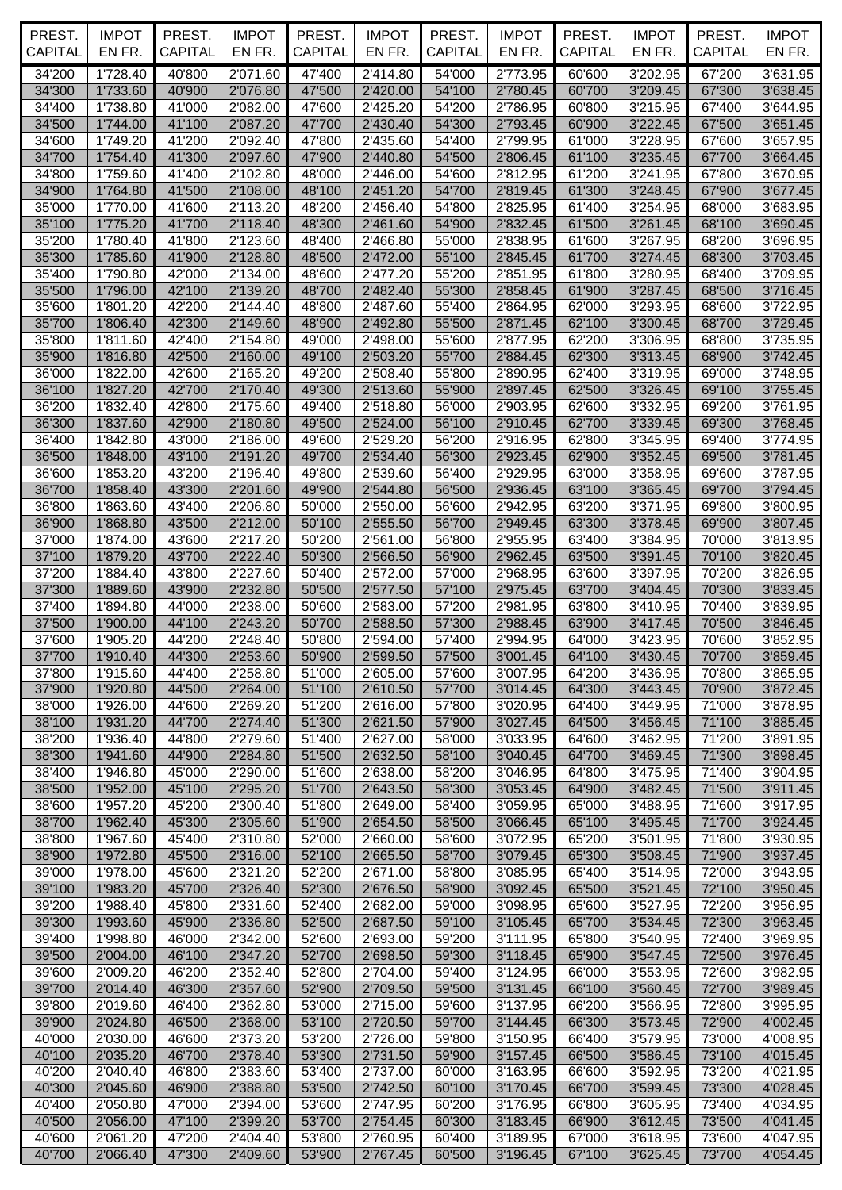| PREST. CAPITAL | IMPOT EN FR. | PREST. CAPITAL | IMPOT EN FR. | PREST. CAPITAL | IMPOT EN FR. | PREST. CAPITAL | IMPOT EN FR. | PREST. CAPITAL | IMPOT EN FR. | PREST. CAPITAL | IMPOT EN FR. |
|---|---|---|---|---|---|---|---|---|---|---|---|
| 34'200 | 1'728.40 | 40'800 | 2'071.60 | 47'400 | 2'414.80 | 54'000 | 2'773.95 | 60'600 | 3'202.95 | 67'200 | 3'631.95 |
| 34'300 | 1'733.60 | 40'900 | 2'076.80 | 47'500 | 2'420.00 | 54'100 | 2'780.45 | 60'700 | 3'209.45 | 67'300 | 3'638.45 |
| 34'400 | 1'738.80 | 41'000 | 2'082.00 | 47'600 | 2'425.20 | 54'200 | 2'786.95 | 60'800 | 3'215.95 | 67'400 | 3'644.95 |
| 34'500 | 1'744.00 | 41'100 | 2'087.20 | 47'700 | 2'430.40 | 54'300 | 2'793.45 | 60'900 | 3'222.45 | 67'500 | 3'651.45 |
| 34'600 | 1'749.20 | 41'200 | 2'092.40 | 47'800 | 2'435.60 | 54'400 | 2'799.95 | 61'000 | 3'228.95 | 67'600 | 3'657.95 |
| 34'700 | 1'754.40 | 41'300 | 2'097.60 | 47'900 | 2'440.80 | 54'500 | 2'806.45 | 61'100 | 3'235.45 | 67'700 | 3'664.45 |
| 34'800 | 1'759.60 | 41'400 | 2'102.80 | 48'000 | 2'446.00 | 54'600 | 2'812.95 | 61'200 | 3'241.95 | 67'800 | 3'670.95 |
| 34'900 | 1'764.80 | 41'500 | 2'108.00 | 48'100 | 2'451.20 | 54'700 | 2'819.45 | 61'300 | 3'248.45 | 67'900 | 3'677.45 |
| 35'000 | 1'770.00 | 41'600 | 2'113.20 | 48'200 | 2'456.40 | 54'800 | 2'825.95 | 61'400 | 3'254.95 | 68'000 | 3'683.95 |
| 35'100 | 1'775.20 | 41'700 | 2'118.40 | 48'300 | 2'461.60 | 54'900 | 2'832.45 | 61'500 | 3'261.45 | 68'100 | 3'690.45 |
| 35'200 | 1'780.40 | 41'800 | 2'123.60 | 48'400 | 2'466.80 | 55'000 | 2'838.95 | 61'600 | 3'267.95 | 68'200 | 3'696.95 |
| 35'300 | 1'785.60 | 41'900 | 2'128.80 | 48'500 | 2'472.00 | 55'100 | 2'845.45 | 61'700 | 3'274.45 | 68'300 | 3'703.45 |
| 35'400 | 1'790.80 | 42'000 | 2'134.00 | 48'600 | 2'477.20 | 55'200 | 2'851.95 | 61'800 | 3'280.95 | 68'400 | 3'709.95 |
| 35'500 | 1'796.00 | 42'100 | 2'139.20 | 48'700 | 2'482.40 | 55'300 | 2'858.45 | 61'900 | 3'287.45 | 68'500 | 3'716.45 |
| 35'600 | 1'801.20 | 42'200 | 2'144.40 | 48'800 | 2'487.60 | 55'400 | 2'864.95 | 62'000 | 3'293.95 | 68'600 | 3'722.95 |
| 35'700 | 1'806.40 | 42'300 | 2'149.60 | 48'900 | 2'492.80 | 55'500 | 2'871.45 | 62'100 | 3'300.45 | 68'700 | 3'729.45 |
| 35'800 | 1'811.60 | 42'400 | 2'154.80 | 49'000 | 2'498.00 | 55'600 | 2'877.95 | 62'200 | 3'306.95 | 68'800 | 3'735.95 |
| 35'900 | 1'816.80 | 42'500 | 2'160.00 | 49'100 | 2'503.20 | 55'700 | 2'884.45 | 62'300 | 3'313.45 | 68'900 | 3'742.45 |
| 36'000 | 1'822.00 | 42'600 | 2'165.20 | 49'200 | 2'508.40 | 55'800 | 2'890.95 | 62'400 | 3'319.95 | 69'000 | 3'748.95 |
| 36'100 | 1'827.20 | 42'700 | 2'170.40 | 49'300 | 2'513.60 | 55'900 | 2'897.45 | 62'500 | 3'326.45 | 69'100 | 3'755.45 |
| 36'200 | 1'832.40 | 42'800 | 2'175.60 | 49'400 | 2'518.80 | 56'000 | 2'903.95 | 62'600 | 3'332.95 | 69'200 | 3'761.95 |
| 36'300 | 1'837.60 | 42'900 | 2'180.80 | 49'500 | 2'524.00 | 56'100 | 2'910.45 | 62'700 | 3'339.45 | 69'300 | 3'768.45 |
| 36'400 | 1'842.80 | 43'000 | 2'186.00 | 49'600 | 2'529.20 | 56'200 | 2'916.95 | 62'800 | 3'345.95 | 69'400 | 3'774.95 |
| 36'500 | 1'848.00 | 43'100 | 2'191.20 | 49'700 | 2'534.40 | 56'300 | 2'923.45 | 62'900 | 3'352.45 | 69'500 | 3'781.45 |
| 36'600 | 1'853.20 | 43'200 | 2'196.40 | 49'800 | 2'539.60 | 56'400 | 2'929.95 | 63'000 | 3'358.95 | 69'600 | 3'787.95 |
| 36'700 | 1'858.40 | 43'300 | 2'201.60 | 49'900 | 2'544.80 | 56'500 | 2'936.45 | 63'100 | 3'365.45 | 69'700 | 3'794.45 |
| 36'800 | 1'863.60 | 43'400 | 2'206.80 | 50'000 | 2'550.00 | 56'600 | 2'942.95 | 63'200 | 3'371.95 | 69'800 | 3'800.95 |
| 36'900 | 1'868.80 | 43'500 | 2'212.00 | 50'100 | 2'555.50 | 56'700 | 2'949.45 | 63'300 | 3'378.45 | 69'900 | 3'807.45 |
| 37'000 | 1'874.00 | 43'600 | 2'217.20 | 50'200 | 2'561.00 | 56'800 | 2'955.95 | 63'400 | 3'384.95 | 70'000 | 3'813.95 |
| 37'100 | 1'879.20 | 43'700 | 2'222.40 | 50'300 | 2'566.50 | 56'900 | 2'962.45 | 63'500 | 3'391.45 | 70'100 | 3'820.45 |
| 37'200 | 1'884.40 | 43'800 | 2'227.60 | 50'400 | 2'572.00 | 57'000 | 2'968.95 | 63'600 | 3'397.95 | 70'200 | 3'826.95 |
| 37'300 | 1'889.60 | 43'900 | 2'232.80 | 50'500 | 2'577.50 | 57'100 | 2'975.45 | 63'700 | 3'404.45 | 70'300 | 3'833.45 |
| 37'400 | 1'894.80 | 44'000 | 2'238.00 | 50'600 | 2'583.00 | 57'200 | 2'981.95 | 63'800 | 3'410.95 | 70'400 | 3'839.95 |
| 37'500 | 1'900.00 | 44'100 | 2'243.20 | 50'700 | 2'588.50 | 57'300 | 2'988.45 | 63'900 | 3'417.45 | 70'500 | 3'846.45 |
| 37'600 | 1'905.20 | 44'200 | 2'248.40 | 50'800 | 2'594.00 | 57'400 | 2'994.95 | 64'000 | 3'423.95 | 70'600 | 3'852.95 |
| 37'700 | 1'910.40 | 44'300 | 2'253.60 | 50'900 | 2'599.50 | 57'500 | 3'001.45 | 64'100 | 3'430.45 | 70'700 | 3'859.45 |
| 37'800 | 1'915.60 | 44'400 | 2'258.80 | 51'000 | 2'605.00 | 57'600 | 3'007.95 | 64'200 | 3'436.95 | 70'800 | 3'865.95 |
| 37'900 | 1'920.80 | 44'500 | 2'264.00 | 51'100 | 2'610.50 | 57'700 | 3'014.45 | 64'300 | 3'443.45 | 70'900 | 3'872.45 |
| 38'000 | 1'926.00 | 44'600 | 2'269.20 | 51'200 | 2'616.00 | 57'800 | 3'020.95 | 64'400 | 3'449.95 | 71'000 | 3'878.95 |
| 38'100 | 1'931.20 | 44'700 | 2'274.40 | 51'300 | 2'621.50 | 57'900 | 3'027.45 | 64'500 | 3'456.45 | 71'100 | 3'885.45 |
| 38'200 | 1'936.40 | 44'800 | 2'279.60 | 51'400 | 2'627.00 | 58'000 | 3'033.95 | 64'600 | 3'462.95 | 71'200 | 3'891.95 |
| 38'300 | 1'941.60 | 44'900 | 2'284.80 | 51'500 | 2'632.50 | 58'100 | 3'040.45 | 64'700 | 3'469.45 | 71'300 | 3'898.45 |
| 38'400 | 1'946.80 | 45'000 | 2'290.00 | 51'600 | 2'638.00 | 58'200 | 3'046.95 | 64'800 | 3'475.95 | 71'400 | 3'904.95 |
| 38'500 | 1'952.00 | 45'100 | 2'295.20 | 51'700 | 2'643.50 | 58'300 | 3'053.45 | 64'900 | 3'482.45 | 71'500 | 3'911.45 |
| 38'600 | 1'957.20 | 45'200 | 2'300.40 | 51'800 | 2'649.00 | 58'400 | 3'059.95 | 65'000 | 3'488.95 | 71'600 | 3'917.95 |
| 38'700 | 1'962.40 | 45'300 | 2'305.60 | 51'900 | 2'654.50 | 58'500 | 3'066.45 | 65'100 | 3'495.45 | 71'700 | 3'924.45 |
| 38'800 | 1'967.60 | 45'400 | 2'310.80 | 52'000 | 2'660.00 | 58'600 | 3'072.95 | 65'200 | 3'501.95 | 71'800 | 3'930.95 |
| 38'900 | 1'972.80 | 45'500 | 2'316.00 | 52'100 | 2'665.50 | 58'700 | 3'079.45 | 65'300 | 3'508.45 | 71'900 | 3'937.45 |
| 39'000 | 1'978.00 | 45'600 | 2'321.20 | 52'200 | 2'671.00 | 58'800 | 3'085.95 | 65'400 | 3'514.95 | 72'000 | 3'943.95 |
| 39'100 | 1'983.20 | 45'700 | 2'326.40 | 52'300 | 2'676.50 | 58'900 | 3'092.45 | 65'500 | 3'521.45 | 72'100 | 3'950.45 |
| 39'200 | 1'988.40 | 45'800 | 2'331.60 | 52'400 | 2'682.00 | 59'000 | 3'098.95 | 65'600 | 3'527.95 | 72'200 | 3'956.95 |
| 39'300 | 1'993.60 | 45'900 | 2'336.80 | 52'500 | 2'687.50 | 59'100 | 3'105.45 | 65'700 | 3'534.45 | 72'300 | 3'963.45 |
| 39'400 | 1'998.80 | 46'000 | 2'342.00 | 52'600 | 2'693.00 | 59'200 | 3'111.95 | 65'800 | 3'540.95 | 72'400 | 3'969.95 |
| 39'500 | 2'004.00 | 46'100 | 2'347.20 | 52'700 | 2'698.50 | 59'300 | 3'118.45 | 65'900 | 3'547.45 | 72'500 | 3'976.45 |
| 39'600 | 2'009.20 | 46'200 | 2'352.40 | 52'800 | 2'704.00 | 59'400 | 3'124.95 | 66'000 | 3'553.95 | 72'600 | 3'982.95 |
| 39'700 | 2'014.40 | 46'300 | 2'357.60 | 52'900 | 2'709.50 | 59'500 | 3'131.45 | 66'100 | 3'560.45 | 72'700 | 3'989.45 |
| 39'800 | 2'019.60 | 46'400 | 2'362.80 | 53'000 | 2'715.00 | 59'600 | 3'137.95 | 66'200 | 3'566.95 | 72'800 | 3'995.95 |
| 39'900 | 2'024.80 | 46'500 | 2'368.00 | 53'100 | 2'720.50 | 59'700 | 3'144.45 | 66'300 | 3'573.45 | 72'900 | 4'002.45 |
| 40'000 | 2'030.00 | 46'600 | 2'373.20 | 53'200 | 2'726.00 | 59'800 | 3'150.95 | 66'400 | 3'579.95 | 73'000 | 4'008.95 |
| 40'100 | 2'035.20 | 46'700 | 2'378.40 | 53'300 | 2'731.50 | 59'900 | 3'157.45 | 66'500 | 3'586.45 | 73'100 | 4'015.45 |
| 40'200 | 2'040.40 | 46'800 | 2'383.60 | 53'400 | 2'737.00 | 60'000 | 3'163.95 | 66'600 | 3'592.95 | 73'200 | 4'021.95 |
| 40'300 | 2'045.60 | 46'900 | 2'388.80 | 53'500 | 2'742.50 | 60'100 | 3'170.45 | 66'700 | 3'599.45 | 73'300 | 4'028.45 |
| 40'400 | 2'050.80 | 47'000 | 2'394.00 | 53'600 | 2'747.95 | 60'200 | 3'176.95 | 66'800 | 3'605.95 | 73'400 | 4'034.95 |
| 40'500 | 2'056.00 | 47'100 | 2'399.20 | 53'700 | 2'754.45 | 60'300 | 3'183.45 | 66'900 | 3'612.45 | 73'500 | 4'041.45 |
| 40'600 | 2'061.20 | 47'200 | 2'404.40 | 53'800 | 2'760.95 | 60'400 | 3'189.95 | 67'000 | 3'618.95 | 73'600 | 4'047.95 |
| 40'700 | 2'066.40 | 47'300 | 2'409.60 | 53'900 | 2'767.45 | 60'500 | 3'196.45 | 67'100 | 3'625.45 | 73'700 | 4'054.45 |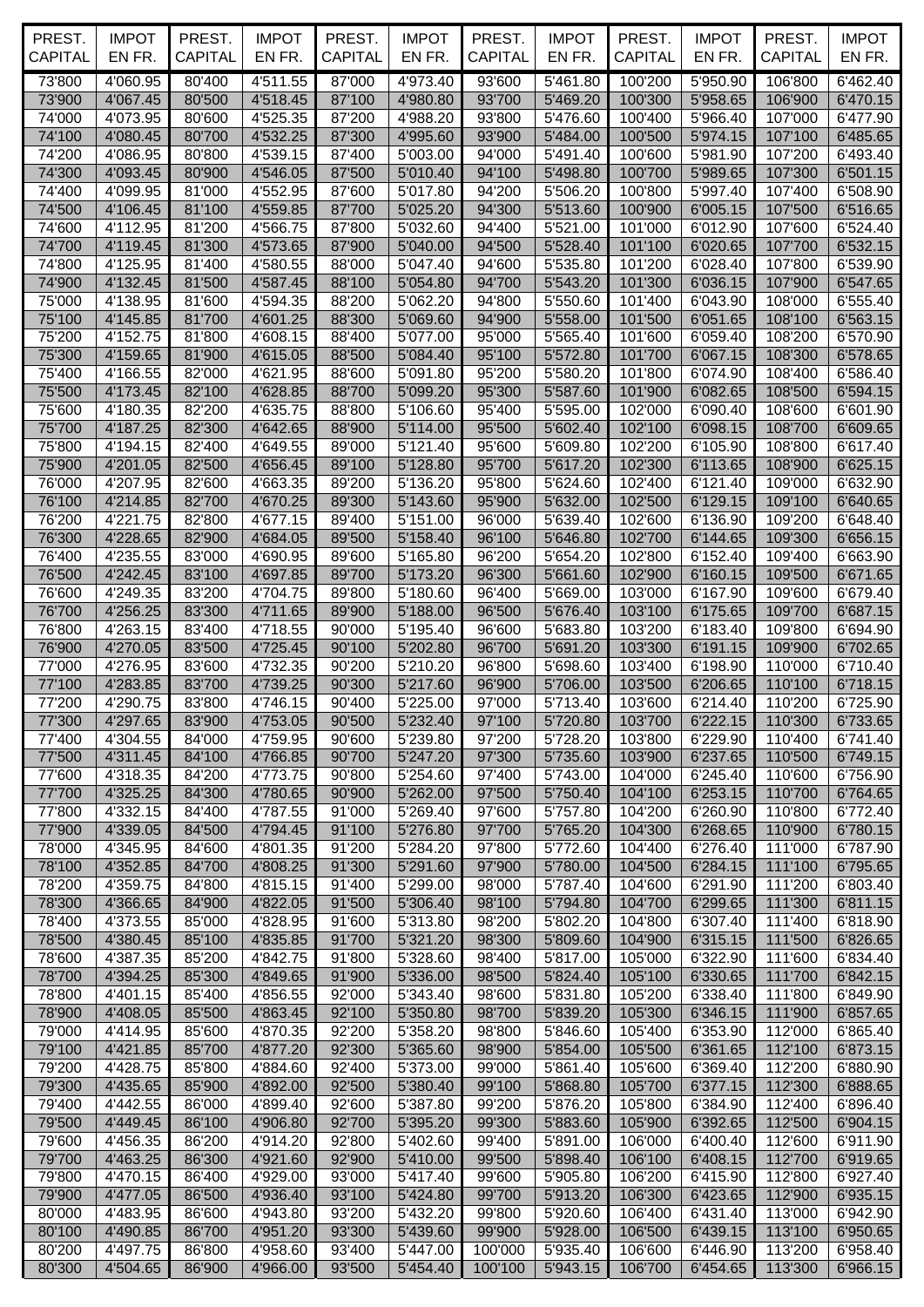| PREST. CAPITAL | IMPOT EN FR. | PREST. CAPITAL | IMPOT EN FR. | PREST. CAPITAL | IMPOT EN FR. | PREST. CAPITAL | IMPOT EN FR. | PREST. CAPITAL | IMPOT EN FR. | PREST. CAPITAL | IMPOT EN FR. |
|---|---|---|---|---|---|---|---|---|---|---|---|
| 73'800 | 4'060.95 | 80'400 | 4'511.55 | 87'000 | 4'973.40 | 93'600 | 5'461.80 | 100'200 | 5'950.90 | 106'800 | 6'462.40 |
| 73'900 | 4'067.45 | 80'500 | 4'518.45 | 87'100 | 4'980.80 | 93'700 | 5'469.20 | 100'300 | 5'958.65 | 106'900 | 6'470.15 |
| 74'000 | 4'073.95 | 80'600 | 4'525.35 | 87'200 | 4'988.20 | 93'800 | 5'476.60 | 100'400 | 5'966.40 | 107'000 | 6'477.90 |
| 74'100 | 4'080.45 | 80'700 | 4'532.25 | 87'300 | 4'995.60 | 93'900 | 5'484.00 | 100'500 | 5'974.15 | 107'100 | 6'485.65 |
| 74'200 | 4'086.95 | 80'800 | 4'539.15 | 87'400 | 5'003.00 | 94'000 | 5'491.40 | 100'600 | 5'981.90 | 107'200 | 6'493.40 |
| 74'300 | 4'093.45 | 80'900 | 4'546.05 | 87'500 | 5'010.40 | 94'100 | 5'498.80 | 100'700 | 5'989.65 | 107'300 | 6'501.15 |
| 74'400 | 4'099.95 | 81'000 | 4'552.95 | 87'600 | 5'017.80 | 94'200 | 5'506.20 | 100'800 | 5'997.40 | 107'400 | 6'508.90 |
| 74'500 | 4'106.45 | 81'100 | 4'559.85 | 87'700 | 5'025.20 | 94'300 | 5'513.60 | 100'900 | 6'005.15 | 107'500 | 6'516.65 |
| 74'600 | 4'112.95 | 81'200 | 4'566.75 | 87'800 | 5'032.60 | 94'400 | 5'521.00 | 101'000 | 6'012.90 | 107'600 | 6'524.40 |
| 74'700 | 4'119.45 | 81'300 | 4'573.65 | 87'900 | 5'040.00 | 94'500 | 5'528.40 | 101'100 | 6'020.65 | 107'700 | 6'532.15 |
| 74'800 | 4'125.95 | 81'400 | 4'580.55 | 88'000 | 5'047.40 | 94'600 | 5'535.80 | 101'200 | 6'028.40 | 107'800 | 6'539.90 |
| 74'900 | 4'132.45 | 81'500 | 4'587.45 | 88'100 | 5'054.80 | 94'700 | 5'543.20 | 101'300 | 6'036.15 | 107'900 | 6'547.65 |
| 75'000 | 4'138.95 | 81'600 | 4'594.35 | 88'200 | 5'062.20 | 94'800 | 5'550.60 | 101'400 | 6'043.90 | 108'000 | 6'555.40 |
| 75'100 | 4'145.85 | 81'700 | 4'601.25 | 88'300 | 5'069.60 | 94'900 | 5'558.00 | 101'500 | 6'051.65 | 108'100 | 6'563.15 |
| 75'200 | 4'152.75 | 81'800 | 4'608.15 | 88'400 | 5'077.00 | 95'000 | 5'565.40 | 101'600 | 6'059.40 | 108'200 | 6'570.90 |
| 75'300 | 4'159.65 | 81'900 | 4'615.05 | 88'500 | 5'084.40 | 95'100 | 5'572.80 | 101'700 | 6'067.15 | 108'300 | 6'578.65 |
| 75'400 | 4'166.55 | 82'000 | 4'621.95 | 88'600 | 5'091.80 | 95'200 | 5'580.20 | 101'800 | 6'074.90 | 108'400 | 6'586.40 |
| 75'500 | 4'173.45 | 82'100 | 4'628.85 | 88'700 | 5'099.20 | 95'300 | 5'587.60 | 101'900 | 6'082.65 | 108'500 | 6'594.15 |
| 75'600 | 4'180.35 | 82'200 | 4'635.75 | 88'800 | 5'106.60 | 95'400 | 5'595.00 | 102'000 | 6'090.40 | 108'600 | 6'601.90 |
| 75'700 | 4'187.25 | 82'300 | 4'642.65 | 88'900 | 5'114.00 | 95'500 | 5'602.40 | 102'100 | 6'098.15 | 108'700 | 6'609.65 |
| 75'800 | 4'194.15 | 82'400 | 4'649.55 | 89'000 | 5'121.40 | 95'600 | 5'609.80 | 102'200 | 6'105.90 | 108'800 | 6'617.40 |
| 75'900 | 4'201.05 | 82'500 | 4'656.45 | 89'100 | 5'128.80 | 95'700 | 5'617.20 | 102'300 | 6'113.65 | 108'900 | 6'625.15 |
| 76'000 | 4'207.95 | 82'600 | 4'663.35 | 89'200 | 5'136.20 | 95'800 | 5'624.60 | 102'400 | 6'121.40 | 109'000 | 6'632.90 |
| 76'100 | 4'214.85 | 82'700 | 4'670.25 | 89'300 | 5'143.60 | 95'900 | 5'632.00 | 102'500 | 6'129.15 | 109'100 | 6'640.65 |
| 76'200 | 4'221.75 | 82'800 | 4'677.15 | 89'400 | 5'151.00 | 96'000 | 5'639.40 | 102'600 | 6'136.90 | 109'200 | 6'648.40 |
| 76'300 | 4'228.65 | 82'900 | 4'684.05 | 89'500 | 5'158.40 | 96'100 | 5'646.80 | 102'700 | 6'144.65 | 109'300 | 6'656.15 |
| 76'400 | 4'235.55 | 83'000 | 4'690.95 | 89'600 | 5'165.80 | 96'200 | 5'654.20 | 102'800 | 6'152.40 | 109'400 | 6'663.90 |
| 76'500 | 4'242.45 | 83'100 | 4'697.85 | 89'700 | 5'173.20 | 96'300 | 5'661.60 | 102'900 | 6'160.15 | 109'500 | 6'671.65 |
| 76'600 | 4'249.35 | 83'200 | 4'704.75 | 89'800 | 5'180.60 | 96'400 | 5'669.00 | 103'000 | 6'167.90 | 109'600 | 6'679.40 |
| 76'700 | 4'256.25 | 83'300 | 4'711.65 | 89'900 | 5'188.00 | 96'500 | 5'676.40 | 103'100 | 6'175.65 | 109'700 | 6'687.15 |
| 76'800 | 4'263.15 | 83'400 | 4'718.55 | 90'000 | 5'195.40 | 96'600 | 5'683.80 | 103'200 | 6'183.40 | 109'800 | 6'694.90 |
| 76'900 | 4'270.05 | 83'500 | 4'725.45 | 90'100 | 5'202.80 | 96'700 | 5'691.20 | 103'300 | 6'191.15 | 109'900 | 6'702.65 |
| 77'000 | 4'276.95 | 83'600 | 4'732.35 | 90'200 | 5'210.20 | 96'800 | 5'698.60 | 103'400 | 6'198.90 | 110'000 | 6'710.40 |
| 77'100 | 4'283.85 | 83'700 | 4'739.25 | 90'300 | 5'217.60 | 96'900 | 5'706.00 | 103'500 | 6'206.65 | 110'100 | 6'718.15 |
| 77'200 | 4'290.75 | 83'800 | 4'746.15 | 90'400 | 5'225.00 | 97'000 | 5'713.40 | 103'600 | 6'214.40 | 110'200 | 6'725.90 |
| 77'300 | 4'297.65 | 83'900 | 4'753.05 | 90'500 | 5'232.40 | 97'100 | 5'720.80 | 103'700 | 6'222.15 | 110'300 | 6'733.65 |
| 77'400 | 4'304.55 | 84'000 | 4'759.95 | 90'600 | 5'239.80 | 97'200 | 5'728.20 | 103'800 | 6'229.90 | 110'400 | 6'741.40 |
| 77'500 | 4'311.45 | 84'100 | 4'766.85 | 90'700 | 5'247.20 | 97'300 | 5'735.60 | 103'900 | 6'237.65 | 110'500 | 6'749.15 |
| 77'600 | 4'318.35 | 84'200 | 4'773.75 | 90'800 | 5'254.60 | 97'400 | 5'743.00 | 104'000 | 6'245.40 | 110'600 | 6'756.90 |
| 77'700 | 4'325.25 | 84'300 | 4'780.65 | 90'900 | 5'262.00 | 97'500 | 5'750.40 | 104'100 | 6'253.15 | 110'700 | 6'764.65 |
| 77'800 | 4'332.15 | 84'400 | 4'787.55 | 91'000 | 5'269.40 | 97'600 | 5'757.80 | 104'200 | 6'260.90 | 110'800 | 6'772.40 |
| 77'900 | 4'339.05 | 84'500 | 4'794.45 | 91'100 | 5'276.80 | 97'700 | 5'765.20 | 104'300 | 6'268.65 | 110'900 | 6'780.15 |
| 78'000 | 4'345.95 | 84'600 | 4'801.35 | 91'200 | 5'284.20 | 97'800 | 5'772.60 | 104'400 | 6'276.40 | 111'000 | 6'787.90 |
| 78'100 | 4'352.85 | 84'700 | 4'808.25 | 91'300 | 5'291.60 | 97'900 | 5'780.00 | 104'500 | 6'284.15 | 111'100 | 6'795.65 |
| 78'200 | 4'359.75 | 84'800 | 4'815.15 | 91'400 | 5'299.00 | 98'000 | 5'787.40 | 104'600 | 6'291.90 | 111'200 | 6'803.40 |
| 78'300 | 4'366.65 | 84'900 | 4'822.05 | 91'500 | 5'306.40 | 98'100 | 5'794.80 | 104'700 | 6'299.65 | 111'300 | 6'811.15 |
| 78'400 | 4'373.55 | 85'000 | 4'828.95 | 91'600 | 5'313.80 | 98'200 | 5'802.20 | 104'800 | 6'307.40 | 111'400 | 6'818.90 |
| 78'500 | 4'380.45 | 85'100 | 4'835.85 | 91'700 | 5'321.20 | 98'300 | 5'809.60 | 104'900 | 6'315.15 | 111'500 | 6'826.65 |
| 78'600 | 4'387.35 | 85'200 | 4'842.75 | 91'800 | 5'328.60 | 98'400 | 5'817.00 | 105'000 | 6'322.90 | 111'600 | 6'834.40 |
| 78'700 | 4'394.25 | 85'300 | 4'849.65 | 91'900 | 5'336.00 | 98'500 | 5'824.40 | 105'100 | 6'330.65 | 111'700 | 6'842.15 |
| 78'800 | 4'401.15 | 85'400 | 4'856.55 | 92'000 | 5'343.40 | 98'600 | 5'831.80 | 105'200 | 6'338.40 | 111'800 | 6'849.90 |
| 78'900 | 4'408.05 | 85'500 | 4'863.45 | 92'100 | 5'350.80 | 98'700 | 5'839.20 | 105'300 | 6'346.15 | 111'900 | 6'857.65 |
| 79'000 | 4'414.95 | 85'600 | 4'870.35 | 92'200 | 5'358.20 | 98'800 | 5'846.60 | 105'400 | 6'353.90 | 112'000 | 6'865.40 |
| 79'100 | 4'421.85 | 85'700 | 4'877.20 | 92'300 | 5'365.60 | 98'900 | 5'854.00 | 105'500 | 6'361.65 | 112'100 | 6'873.15 |
| 79'200 | 4'428.75 | 85'800 | 4'884.60 | 92'400 | 5'373.00 | 99'000 | 5'861.40 | 105'600 | 6'369.40 | 112'200 | 6'880.90 |
| 79'300 | 4'435.65 | 85'900 | 4'892.00 | 92'500 | 5'380.40 | 99'100 | 5'868.80 | 105'700 | 6'377.15 | 112'300 | 6'888.65 |
| 79'400 | 4'442.55 | 86'000 | 4'899.40 | 92'600 | 5'387.80 | 99'200 | 5'876.20 | 105'800 | 6'384.90 | 112'400 | 6'896.40 |
| 79'500 | 4'449.45 | 86'100 | 4'906.80 | 92'700 | 5'395.20 | 99'300 | 5'883.60 | 105'900 | 6'392.65 | 112'500 | 6'904.15 |
| 79'600 | 4'456.35 | 86'200 | 4'914.20 | 92'800 | 5'402.60 | 99'400 | 5'891.00 | 106'000 | 6'400.40 | 112'600 | 6'911.90 |
| 79'700 | 4'463.25 | 86'300 | 4'921.60 | 92'900 | 5'410.00 | 99'500 | 5'898.40 | 106'100 | 6'408.15 | 112'700 | 6'919.65 |
| 79'800 | 4'470.15 | 86'400 | 4'929.00 | 93'000 | 5'417.40 | 99'600 | 5'905.80 | 106'200 | 6'415.90 | 112'800 | 6'927.40 |
| 79'900 | 4'477.05 | 86'500 | 4'936.40 | 93'100 | 5'424.80 | 99'700 | 5'913.20 | 106'300 | 6'423.65 | 112'900 | 6'935.15 |
| 80'000 | 4'483.95 | 86'600 | 4'943.80 | 93'200 | 5'432.20 | 99'800 | 5'920.60 | 106'400 | 6'431.40 | 113'000 | 6'942.90 |
| 80'100 | 4'490.85 | 86'700 | 4'951.20 | 93'300 | 5'439.60 | 99'900 | 5'928.00 | 106'500 | 6'439.15 | 113'100 | 6'950.65 |
| 80'200 | 4'497.75 | 86'800 | 4'958.60 | 93'400 | 5'447.00 | 100'000 | 5'935.40 | 106'600 | 6'446.90 | 113'200 | 6'958.40 |
| 80'300 | 4'504.65 | 86'900 | 4'966.00 | 93'500 | 5'454.40 | 100'100 | 5'943.15 | 106'700 | 6'454.65 | 113'300 | 6'966.15 |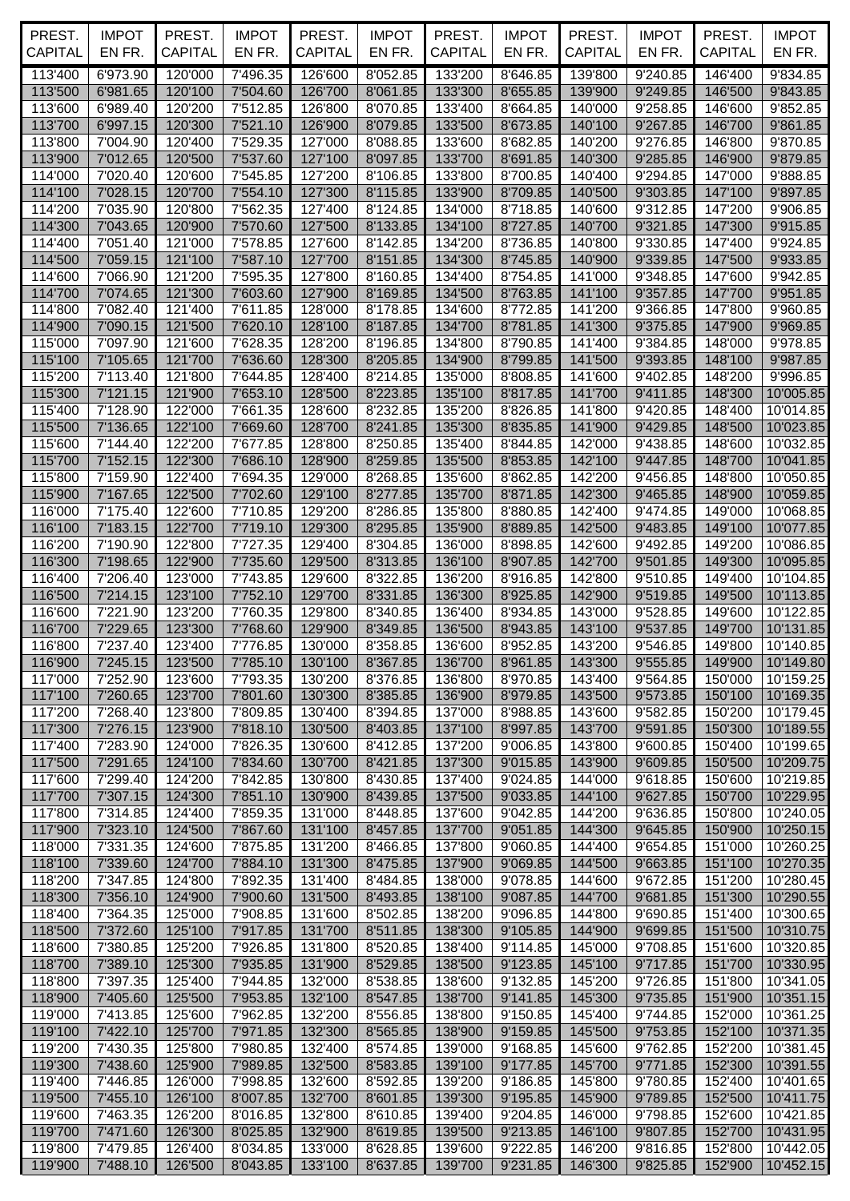| PREST. CAPITAL | IMPOT EN FR. | PREST. CAPITAL | IMPOT EN FR. | PREST. CAPITAL | IMPOT EN FR. | PREST. CAPITAL | IMPOT EN FR. | PREST. CAPITAL | IMPOT EN FR. | PREST. CAPITAL | IMPOT EN FR. |
|---|---|---|---|---|---|---|---|---|---|---|---|
| 113'400 | 6'973.90 | 120'000 | 7'496.35 | 126'600 | 8'052.85 | 133'200 | 8'646.85 | 139'800 | 9'240.85 | 146'400 | 9'834.85 |
| 113'500 | 6'981.65 | 120'100 | 7'504.60 | 126'700 | 8'061.85 | 133'300 | 8'655.85 | 139'900 | 9'249.85 | 146'500 | 9'843.85 |
| 113'600 | 6'989.40 | 120'200 | 7'512.85 | 126'800 | 8'070.85 | 133'400 | 8'664.85 | 140'000 | 9'258.85 | 146'600 | 9'852.85 |
| 113'700 | 6'997.15 | 120'300 | 7'521.10 | 126'900 | 8'079.85 | 133'500 | 8'673.85 | 140'100 | 9'267.85 | 146'700 | 9'861.85 |
| 113'800 | 7'004.90 | 120'400 | 7'529.35 | 127'000 | 8'088.85 | 133'600 | 8'682.85 | 140'200 | 9'276.85 | 146'800 | 9'870.85 |
| 113'900 | 7'012.65 | 120'500 | 7'537.60 | 127'100 | 8'097.85 | 133'700 | 8'691.85 | 140'300 | 9'285.85 | 146'900 | 9'879.85 |
| 114'000 | 7'020.40 | 120'600 | 7'545.85 | 127'200 | 8'106.85 | 133'800 | 8'700.85 | 140'400 | 9'294.85 | 147'000 | 9'888.85 |
| 114'100 | 7'028.15 | 120'700 | 7'554.10 | 127'300 | 8'115.85 | 133'900 | 8'709.85 | 140'500 | 9'303.85 | 147'100 | 9'897.85 |
| 114'200 | 7'035.90 | 120'800 | 7'562.35 | 127'400 | 8'124.85 | 134'000 | 8'718.85 | 140'600 | 9'312.85 | 147'200 | 9'906.85 |
| 114'300 | 7'043.65 | 120'900 | 7'570.60 | 127'500 | 8'133.85 | 134'100 | 8'727.85 | 140'700 | 9'321.85 | 147'300 | 9'915.85 |
| 114'400 | 7'051.40 | 121'000 | 7'578.85 | 127'600 | 8'142.85 | 134'200 | 8'736.85 | 140'800 | 9'330.85 | 147'400 | 9'924.85 |
| 114'500 | 7'059.15 | 121'100 | 7'587.10 | 127'700 | 8'151.85 | 134'300 | 8'745.85 | 140'900 | 9'339.85 | 147'500 | 9'933.85 |
| 114'600 | 7'066.90 | 121'200 | 7'595.35 | 127'800 | 8'160.85 | 134'400 | 8'754.85 | 141'000 | 9'348.85 | 147'600 | 9'942.85 |
| 114'700 | 7'074.65 | 121'300 | 7'603.60 | 127'900 | 8'169.85 | 134'500 | 8'763.85 | 141'100 | 9'357.85 | 147'700 | 9'951.85 |
| 114'800 | 7'082.40 | 121'400 | 7'611.85 | 128'000 | 8'178.85 | 134'600 | 8'772.85 | 141'200 | 9'366.85 | 147'800 | 9'960.85 |
| 114'900 | 7'090.15 | 121'500 | 7'620.10 | 128'100 | 8'187.85 | 134'700 | 8'781.85 | 141'300 | 9'375.85 | 147'900 | 9'969.85 |
| 115'000 | 7'097.90 | 121'600 | 7'628.35 | 128'200 | 8'196.85 | 134'800 | 8'790.85 | 141'400 | 9'384.85 | 148'000 | 9'978.85 |
| 115'100 | 7'105.65 | 121'700 | 7'636.60 | 128'300 | 8'205.85 | 134'900 | 8'799.85 | 141'500 | 9'393.85 | 148'100 | 9'987.85 |
| 115'200 | 7'113.40 | 121'800 | 7'644.85 | 128'400 | 8'214.85 | 135'000 | 8'808.85 | 141'600 | 9'402.85 | 148'200 | 9'996.85 |
| 115'300 | 7'121.15 | 121'900 | 7'653.10 | 128'500 | 8'223.85 | 135'100 | 8'817.85 | 141'700 | 9'411.85 | 148'300 | 10'005.85 |
| 115'400 | 7'128.90 | 122'000 | 7'661.35 | 128'600 | 8'232.85 | 135'200 | 8'826.85 | 141'800 | 9'420.85 | 148'400 | 10'014.85 |
| 115'500 | 7'136.65 | 122'100 | 7'669.60 | 128'700 | 8'241.85 | 135'300 | 8'835.85 | 141'900 | 9'429.85 | 148'500 | 10'023.85 |
| 115'600 | 7'144.40 | 122'200 | 7'677.85 | 128'800 | 8'250.85 | 135'400 | 8'844.85 | 142'000 | 9'438.85 | 148'600 | 10'032.85 |
| 115'700 | 7'152.15 | 122'300 | 7'686.10 | 128'900 | 8'259.85 | 135'500 | 8'853.85 | 142'100 | 9'447.85 | 148'700 | 10'041.85 |
| 115'800 | 7'159.90 | 122'400 | 7'694.35 | 129'000 | 8'268.85 | 135'600 | 8'862.85 | 142'200 | 9'456.85 | 148'800 | 10'050.85 |
| 115'900 | 7'167.65 | 122'500 | 7'702.60 | 129'100 | 8'277.85 | 135'700 | 8'871.85 | 142'300 | 9'465.85 | 148'900 | 10'059.85 |
| 116'000 | 7'175.40 | 122'600 | 7'710.85 | 129'200 | 8'286.85 | 135'800 | 8'880.85 | 142'400 | 9'474.85 | 149'000 | 10'068.85 |
| 116'100 | 7'183.15 | 122'700 | 7'719.10 | 129'300 | 8'295.85 | 135'900 | 8'889.85 | 142'500 | 9'483.85 | 149'100 | 10'077.85 |
| 116'200 | 7'190.90 | 122'800 | 7'727.35 | 129'400 | 8'304.85 | 136'000 | 8'898.85 | 142'600 | 9'492.85 | 149'200 | 10'086.85 |
| 116'300 | 7'198.65 | 122'900 | 7'735.60 | 129'500 | 8'313.85 | 136'100 | 8'907.85 | 142'700 | 9'501.85 | 149'300 | 10'095.85 |
| 116'400 | 7'206.40 | 123'000 | 7'743.85 | 129'600 | 8'322.85 | 136'200 | 8'916.85 | 142'800 | 9'510.85 | 149'400 | 10'104.85 |
| 116'500 | 7'214.15 | 123'100 | 7'752.10 | 129'700 | 8'331.85 | 136'300 | 8'925.85 | 142'900 | 9'519.85 | 149'500 | 10'113.85 |
| 116'600 | 7'221.90 | 123'200 | 7'760.35 | 129'800 | 8'340.85 | 136'400 | 8'934.85 | 143'000 | 9'528.85 | 149'600 | 10'122.85 |
| 116'700 | 7'229.65 | 123'300 | 7'768.60 | 129'900 | 8'349.85 | 136'500 | 8'943.85 | 143'100 | 9'537.85 | 149'700 | 10'131.85 |
| 116'800 | 7'237.40 | 123'400 | 7'776.85 | 130'000 | 8'358.85 | 136'600 | 8'952.85 | 143'200 | 9'546.85 | 149'800 | 10'140.85 |
| 116'900 | 7'245.15 | 123'500 | 7'785.10 | 130'100 | 8'367.85 | 136'700 | 8'961.85 | 143'300 | 9'555.85 | 149'900 | 10'149.80 |
| 117'000 | 7'252.90 | 123'600 | 7'793.35 | 130'200 | 8'376.85 | 136'800 | 8'970.85 | 143'400 | 9'564.85 | 150'000 | 10'159.25 |
| 117'100 | 7'260.65 | 123'700 | 7'801.60 | 130'300 | 8'385.85 | 136'900 | 8'979.85 | 143'500 | 9'573.85 | 150'100 | 10'169.35 |
| 117'200 | 7'268.40 | 123'800 | 7'809.85 | 130'400 | 8'394.85 | 137'000 | 8'988.85 | 143'600 | 9'582.85 | 150'200 | 10'179.45 |
| 117'300 | 7'276.15 | 123'900 | 7'818.10 | 130'500 | 8'403.85 | 137'100 | 8'997.85 | 143'700 | 9'591.85 | 150'300 | 10'189.55 |
| 117'400 | 7'283.90 | 124'000 | 7'826.35 | 130'600 | 8'412.85 | 137'200 | 9'006.85 | 143'800 | 9'600.85 | 150'400 | 10'199.65 |
| 117'500 | 7'291.65 | 124'100 | 7'834.60 | 130'700 | 8'421.85 | 137'300 | 9'015.85 | 143'900 | 9'609.85 | 150'500 | 10'209.75 |
| 117'600 | 7'299.40 | 124'200 | 7'842.85 | 130'800 | 8'430.85 | 137'400 | 9'024.85 | 144'000 | 9'618.85 | 150'600 | 10'219.85 |
| 117'700 | 7'307.15 | 124'300 | 7'851.10 | 130'900 | 8'439.85 | 137'500 | 9'033.85 | 144'100 | 9'627.85 | 150'700 | 10'229.95 |
| 117'800 | 7'314.85 | 124'400 | 7'859.35 | 131'000 | 8'448.85 | 137'600 | 9'042.85 | 144'200 | 9'636.85 | 150'800 | 10'240.05 |
| 117'900 | 7'323.10 | 124'500 | 7'867.60 | 131'100 | 8'457.85 | 137'700 | 9'051.85 | 144'300 | 9'645.85 | 150'900 | 10'250.15 |
| 118'000 | 7'331.35 | 124'600 | 7'875.85 | 131'200 | 8'466.85 | 137'800 | 9'060.85 | 144'400 | 9'654.85 | 151'000 | 10'260.25 |
| 118'100 | 7'339.60 | 124'700 | 7'884.10 | 131'300 | 8'475.85 | 137'900 | 9'069.85 | 144'500 | 9'663.85 | 151'100 | 10'270.35 |
| 118'200 | 7'347.85 | 124'800 | 7'892.35 | 131'400 | 8'484.85 | 138'000 | 9'078.85 | 144'600 | 9'672.85 | 151'200 | 10'280.45 |
| 118'300 | 7'356.10 | 124'900 | 7'900.60 | 131'500 | 8'493.85 | 138'100 | 9'087.85 | 144'700 | 9'681.85 | 151'300 | 10'290.55 |
| 118'400 | 7'364.35 | 125'000 | 7'908.85 | 131'600 | 8'502.85 | 138'200 | 9'096.85 | 144'800 | 9'690.85 | 151'400 | 10'300.65 |
| 118'500 | 7'372.60 | 125'100 | 7'917.85 | 131'700 | 8'511.85 | 138'300 | 9'105.85 | 144'900 | 9'699.85 | 151'500 | 10'310.75 |
| 118'600 | 7'380.85 | 125'200 | 7'926.85 | 131'800 | 8'520.85 | 138'400 | 9'114.85 | 145'000 | 9'708.85 | 151'600 | 10'320.85 |
| 118'700 | 7'389.10 | 125'300 | 7'935.85 | 131'900 | 8'529.85 | 138'500 | 9'123.85 | 145'100 | 9'717.85 | 151'700 | 10'330.95 |
| 118'800 | 7'397.35 | 125'400 | 7'944.85 | 132'000 | 8'538.85 | 138'600 | 9'132.85 | 145'200 | 9'726.85 | 151'800 | 10'341.05 |
| 118'900 | 7'405.60 | 125'500 | 7'953.85 | 132'100 | 8'547.85 | 138'700 | 9'141.85 | 145'300 | 9'735.85 | 151'900 | 10'351.15 |
| 119'000 | 7'413.85 | 125'600 | 7'962.85 | 132'200 | 8'556.85 | 138'800 | 9'150.85 | 145'400 | 9'744.85 | 152'000 | 10'361.25 |
| 119'100 | 7'422.10 | 125'700 | 7'971.85 | 132'300 | 8'565.85 | 138'900 | 9'159.85 | 145'500 | 9'753.85 | 152'100 | 10'371.35 |
| 119'200 | 7'430.35 | 125'800 | 7'980.85 | 132'400 | 8'574.85 | 139'000 | 9'168.85 | 145'600 | 9'762.85 | 152'200 | 10'381.45 |
| 119'300 | 7'438.60 | 125'900 | 7'989.85 | 132'500 | 8'583.85 | 139'100 | 9'177.85 | 145'700 | 9'771.85 | 152'300 | 10'391.55 |
| 119'400 | 7'446.85 | 126'000 | 7'998.85 | 132'600 | 8'592.85 | 139'200 | 9'186.85 | 145'800 | 9'780.85 | 152'400 | 10'401.65 |
| 119'500 | 7'455.10 | 126'100 | 8'007.85 | 132'700 | 8'601.85 | 139'300 | 9'195.85 | 145'900 | 9'789.85 | 152'500 | 10'411.75 |
| 119'600 | 7'463.35 | 126'200 | 8'016.85 | 132'800 | 8'610.85 | 139'400 | 9'204.85 | 146'000 | 9'798.85 | 152'600 | 10'421.85 |
| 119'700 | 7'471.60 | 126'300 | 8'025.85 | 132'900 | 8'619.85 | 139'500 | 9'213.85 | 146'100 | 9'807.85 | 152'700 | 10'431.95 |
| 119'800 | 7'479.85 | 126'400 | 8'034.85 | 133'000 | 8'628.85 | 139'600 | 9'222.85 | 146'200 | 9'816.85 | 152'800 | 10'442.05 |
| 119'900 | 7'488.10 | 126'500 | 8'043.85 | 133'100 | 8'637.85 | 139'700 | 9'231.85 | 146'300 | 9'825.85 | 152'900 | 10'452.15 |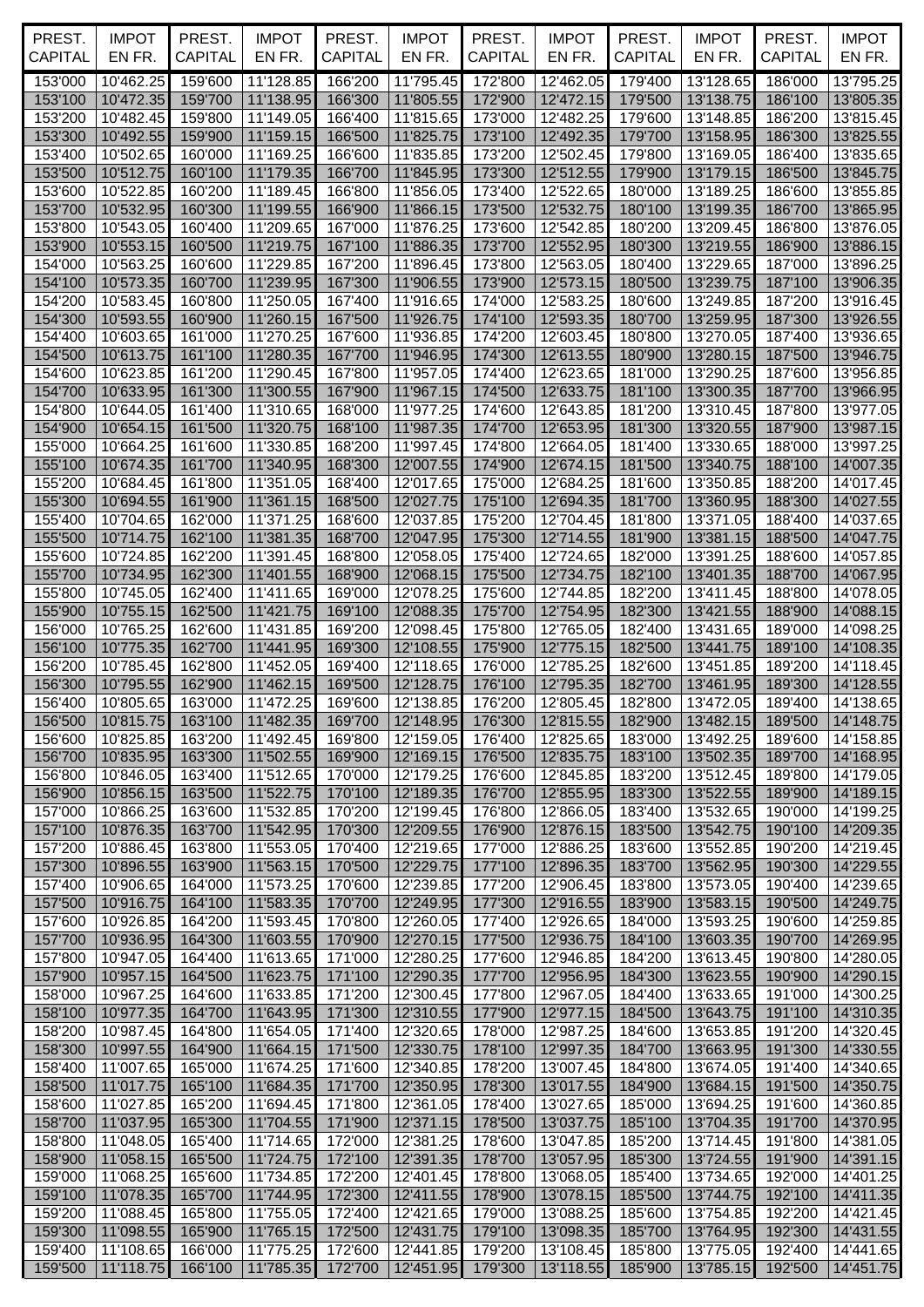| PREST. CAPITAL | IMPOT EN FR. | PREST. CAPITAL | IMPOT EN FR. | PREST. CAPITAL | IMPOT EN FR. | PREST. CAPITAL | IMPOT EN FR. | PREST. CAPITAL | IMPOT EN FR. | PREST. CAPITAL | IMPOT EN FR. |
|---|---|---|---|---|---|---|---|---|---|---|---|
| 153'000 | 10'462.25 | 159'600 | 11'128.85 | 166'200 | 11'795.45 | 172'800 | 12'462.05 | 179'400 | 13'128.65 | 186'000 | 13'795.25 |
| 153'100 | 10'472.35 | 159'700 | 11'138.95 | 166'300 | 11'805.55 | 172'900 | 12'472.15 | 179'500 | 13'138.75 | 186'100 | 13'805.35 |
| 153'200 | 10'482.45 | 159'800 | 11'149.05 | 166'400 | 11'815.65 | 173'000 | 12'482.25 | 179'600 | 13'148.85 | 186'200 | 13'815.45 |
| 153'300 | 10'492.55 | 159'900 | 11'159.15 | 166'500 | 11'825.75 | 173'100 | 12'492.35 | 179'700 | 13'158.95 | 186'300 | 13'825.55 |
| 153'400 | 10'502.65 | 160'000 | 11'169.25 | 166'600 | 11'835.85 | 173'200 | 12'502.45 | 179'800 | 13'169.05 | 186'400 | 13'835.65 |
| 153'500 | 10'512.75 | 160'100 | 11'179.35 | 166'700 | 11'845.95 | 173'300 | 12'512.55 | 179'900 | 13'179.15 | 186'500 | 13'845.75 |
| 153'600 | 10'522.85 | 160'200 | 11'189.45 | 166'800 | 11'856.05 | 173'400 | 12'522.65 | 180'000 | 13'189.25 | 186'600 | 13'855.85 |
| 153'700 | 10'532.95 | 160'300 | 11'199.55 | 166'900 | 11'866.15 | 173'500 | 12'532.75 | 180'100 | 13'199.35 | 186'700 | 13'865.95 |
| 153'800 | 10'543.05 | 160'400 | 11'209.65 | 167'000 | 11'876.25 | 173'600 | 12'542.85 | 180'200 | 13'209.45 | 186'800 | 13'876.05 |
| 153'900 | 10'553.15 | 160'500 | 11'219.75 | 167'100 | 11'886.35 | 173'700 | 12'552.95 | 180'300 | 13'219.55 | 186'900 | 13'886.15 |
| 154'000 | 10'563.25 | 160'600 | 11'229.85 | 167'200 | 11'896.45 | 173'800 | 12'563.05 | 180'400 | 13'229.65 | 187'000 | 13'896.25 |
| 154'100 | 10'573.35 | 160'700 | 11'239.95 | 167'300 | 11'906.55 | 173'900 | 12'573.15 | 180'500 | 13'239.75 | 187'100 | 13'906.35 |
| 154'200 | 10'583.45 | 160'800 | 11'250.05 | 167'400 | 11'916.65 | 174'000 | 12'583.25 | 180'600 | 13'249.85 | 187'200 | 13'916.45 |
| 154'300 | 10'593.55 | 160'900 | 11'260.15 | 167'500 | 11'926.75 | 174'100 | 12'593.35 | 180'700 | 13'259.95 | 187'300 | 13'926.55 |
| 154'400 | 10'603.65 | 161'000 | 11'270.25 | 167'600 | 11'936.85 | 174'200 | 12'603.45 | 180'800 | 13'270.05 | 187'400 | 13'936.65 |
| 154'500 | 10'613.75 | 161'100 | 11'280.35 | 167'700 | 11'946.95 | 174'300 | 12'613.55 | 180'900 | 13'280.15 | 187'500 | 13'946.75 |
| 154'600 | 10'623.85 | 161'200 | 11'290.45 | 167'800 | 11'957.05 | 174'400 | 12'623.65 | 181'000 | 13'290.25 | 187'600 | 13'956.85 |
| 154'700 | 10'633.95 | 161'300 | 11'300.55 | 167'900 | 11'967.15 | 174'500 | 12'633.75 | 181'100 | 13'300.35 | 187'700 | 13'966.95 |
| 154'800 | 10'644.05 | 161'400 | 11'310.65 | 168'000 | 11'977.25 | 174'600 | 12'643.85 | 181'200 | 13'310.45 | 187'800 | 13'977.05 |
| 154'900 | 10'654.15 | 161'500 | 11'320.75 | 168'100 | 11'987.35 | 174'700 | 12'653.95 | 181'300 | 13'320.55 | 187'900 | 13'987.15 |
| 155'000 | 10'664.25 | 161'600 | 11'330.85 | 168'200 | 11'997.45 | 174'800 | 12'664.05 | 181'400 | 13'330.65 | 188'000 | 13'997.25 |
| 155'100 | 10'674.35 | 161'700 | 11'340.95 | 168'300 | 12'007.55 | 174'900 | 12'674.15 | 181'500 | 13'340.75 | 188'100 | 14'007.35 |
| 155'200 | 10'684.45 | 161'800 | 11'351.05 | 168'400 | 12'017.65 | 175'000 | 12'684.25 | 181'600 | 13'350.85 | 188'200 | 14'017.45 |
| 155'300 | 10'694.55 | 161'900 | 11'361.15 | 168'500 | 12'027.75 | 175'100 | 12'694.35 | 181'700 | 13'360.95 | 188'300 | 14'027.55 |
| 155'400 | 10'704.65 | 162'000 | 11'371.25 | 168'600 | 12'037.85 | 175'200 | 12'704.45 | 181'800 | 13'371.05 | 188'400 | 14'037.65 |
| 155'500 | 10'714.75 | 162'100 | 11'381.35 | 168'700 | 12'047.95 | 175'300 | 12'714.55 | 181'900 | 13'381.15 | 188'500 | 14'047.75 |
| 155'600 | 10'724.85 | 162'200 | 11'391.45 | 168'800 | 12'058.05 | 175'400 | 12'724.65 | 182'000 | 13'391.25 | 188'600 | 14'057.85 |
| 155'700 | 10'734.95 | 162'300 | 11'401.55 | 168'900 | 12'068.15 | 175'500 | 12'734.75 | 182'100 | 13'401.35 | 188'700 | 14'067.95 |
| 155'800 | 10'745.05 | 162'400 | 11'411.65 | 169'000 | 12'078.25 | 175'600 | 12'744.85 | 182'200 | 13'411.45 | 188'800 | 14'078.05 |
| 155'900 | 10'755.15 | 162'500 | 11'421.75 | 169'100 | 12'088.35 | 175'700 | 12'754.95 | 182'300 | 13'421.55 | 188'900 | 14'088.15 |
| 156'000 | 10'765.25 | 162'600 | 11'431.85 | 169'200 | 12'098.45 | 175'800 | 12'765.05 | 182'400 | 13'431.65 | 189'000 | 14'098.25 |
| 156'100 | 10'775.35 | 162'700 | 11'441.95 | 169'300 | 12'108.55 | 175'900 | 12'775.15 | 182'500 | 13'441.75 | 189'100 | 14'108.35 |
| 156'200 | 10'785.45 | 162'800 | 11'452.05 | 169'400 | 12'118.65 | 176'000 | 12'785.25 | 182'600 | 13'451.85 | 189'200 | 14'118.45 |
| 156'300 | 10'795.55 | 162'900 | 11'462.15 | 169'500 | 12'128.75 | 176'100 | 12'795.35 | 182'700 | 13'461.95 | 189'300 | 14'128.55 |
| 156'400 | 10'805.65 | 163'000 | 11'472.25 | 169'600 | 12'138.85 | 176'200 | 12'805.45 | 182'800 | 13'472.05 | 189'400 | 14'138.65 |
| 156'500 | 10'815.75 | 163'100 | 11'482.35 | 169'700 | 12'148.95 | 176'300 | 12'815.55 | 182'900 | 13'482.15 | 189'500 | 14'148.75 |
| 156'600 | 10'825.85 | 163'200 | 11'492.45 | 169'800 | 12'159.05 | 176'400 | 12'825.65 | 183'000 | 13'492.25 | 189'600 | 14'158.85 |
| 156'700 | 10'835.95 | 163'300 | 11'502.55 | 169'900 | 12'169.15 | 176'500 | 12'835.75 | 183'100 | 13'502.35 | 189'700 | 14'168.95 |
| 156'800 | 10'846.05 | 163'400 | 11'512.65 | 170'000 | 12'179.25 | 176'600 | 12'845.85 | 183'200 | 13'512.45 | 189'800 | 14'179.05 |
| 156'900 | 10'856.15 | 163'500 | 11'522.75 | 170'100 | 12'189.35 | 176'700 | 12'855.95 | 183'300 | 13'522.55 | 189'900 | 14'189.15 |
| 157'000 | 10'866.25 | 163'600 | 11'532.85 | 170'200 | 12'199.45 | 176'800 | 12'866.05 | 183'400 | 13'532.65 | 190'000 | 14'199.25 |
| 157'100 | 10'876.35 | 163'700 | 11'542.95 | 170'300 | 12'209.55 | 176'900 | 12'876.15 | 183'500 | 13'542.75 | 190'100 | 14'209.35 |
| 157'200 | 10'886.45 | 163'800 | 11'553.05 | 170'400 | 12'219.65 | 177'000 | 12'886.25 | 183'600 | 13'552.85 | 190'200 | 14'219.45 |
| 157'300 | 10'896.55 | 163'900 | 11'563.15 | 170'500 | 12'229.75 | 177'100 | 12'896.35 | 183'700 | 13'562.95 | 190'300 | 14'229.55 |
| 157'400 | 10'906.65 | 164'000 | 11'573.25 | 170'600 | 12'239.85 | 177'200 | 12'906.45 | 183'800 | 13'573.05 | 190'400 | 14'239.65 |
| 157'500 | 10'916.75 | 164'100 | 11'583.35 | 170'700 | 12'249.95 | 177'300 | 12'916.55 | 183'900 | 13'583.15 | 190'500 | 14'249.75 |
| 157'600 | 10'926.85 | 164'200 | 11'593.45 | 170'800 | 12'260.05 | 177'400 | 12'926.65 | 184'000 | 13'593.25 | 190'600 | 14'259.85 |
| 157'700 | 10'936.95 | 164'300 | 11'603.55 | 170'900 | 12'270.15 | 177'500 | 12'936.75 | 184'100 | 13'603.35 | 190'700 | 14'269.95 |
| 157'800 | 10'947.05 | 164'400 | 11'613.65 | 171'000 | 12'280.25 | 177'600 | 12'946.85 | 184'200 | 13'613.45 | 190'800 | 14'280.05 |
| 157'900 | 10'957.15 | 164'500 | 11'623.75 | 171'100 | 12'290.35 | 177'700 | 12'956.95 | 184'300 | 13'623.55 | 190'900 | 14'290.15 |
| 158'000 | 10'967.25 | 164'600 | 11'633.85 | 171'200 | 12'300.45 | 177'800 | 12'967.05 | 184'400 | 13'633.65 | 191'000 | 14'300.25 |
| 158'100 | 10'977.35 | 164'700 | 11'643.95 | 171'300 | 12'310.55 | 177'900 | 12'977.15 | 184'500 | 13'643.75 | 191'100 | 14'310.35 |
| 158'200 | 10'987.45 | 164'800 | 11'654.05 | 171'400 | 12'320.65 | 178'000 | 12'987.25 | 184'600 | 13'653.85 | 191'200 | 14'320.45 |
| 158'300 | 10'997.55 | 164'900 | 11'664.15 | 171'500 | 12'330.75 | 178'100 | 12'997.35 | 184'700 | 13'663.95 | 191'300 | 14'330.55 |
| 158'400 | 11'007.65 | 165'000 | 11'674.25 | 171'600 | 12'340.85 | 178'200 | 13'007.45 | 184'800 | 13'674.05 | 191'400 | 14'340.65 |
| 158'500 | 11'017.75 | 165'100 | 11'684.35 | 171'700 | 12'350.95 | 178'300 | 13'017.55 | 184'900 | 13'684.15 | 191'500 | 14'350.75 |
| 158'600 | 11'027.85 | 165'200 | 11'694.45 | 171'800 | 12'361.05 | 178'400 | 13'027.65 | 185'000 | 13'694.25 | 191'600 | 14'360.85 |
| 158'700 | 11'037.95 | 165'300 | 11'704.55 | 171'900 | 12'371.15 | 178'500 | 13'037.75 | 185'100 | 13'704.35 | 191'700 | 14'370.95 |
| 158'800 | 11'048.05 | 165'400 | 11'714.65 | 172'000 | 12'381.25 | 178'600 | 13'047.85 | 185'200 | 13'714.45 | 191'800 | 14'381.05 |
| 158'900 | 11'058.15 | 165'500 | 11'724.75 | 172'100 | 12'391.35 | 178'700 | 13'057.95 | 185'300 | 13'724.55 | 191'900 | 14'391.15 |
| 159'000 | 11'068.25 | 165'600 | 11'734.85 | 172'200 | 12'401.45 | 178'800 | 13'068.05 | 185'400 | 13'734.65 | 192'000 | 14'401.25 |
| 159'100 | 11'078.35 | 165'700 | 11'744.95 | 172'300 | 12'411.55 | 178'900 | 13'078.15 | 185'500 | 13'744.75 | 192'100 | 14'411.35 |
| 159'200 | 11'088.45 | 165'800 | 11'755.05 | 172'400 | 12'421.65 | 179'000 | 13'088.25 | 185'600 | 13'754.85 | 192'200 | 14'421.45 |
| 159'300 | 11'098.55 | 165'900 | 11'765.15 | 172'500 | 12'431.75 | 179'100 | 13'098.35 | 185'700 | 13'764.95 | 192'300 | 14'431.55 |
| 159'400 | 11'108.65 | 166'000 | 11'775.25 | 172'600 | 12'441.85 | 179'200 | 13'108.45 | 185'800 | 13'775.05 | 192'400 | 14'441.65 |
| 159'500 | 11'118.75 | 166'100 | 11'785.35 | 172'700 | 12'451.95 | 179'300 | 13'118.55 | 185'900 | 13'785.15 | 192'500 | 14'451.75 |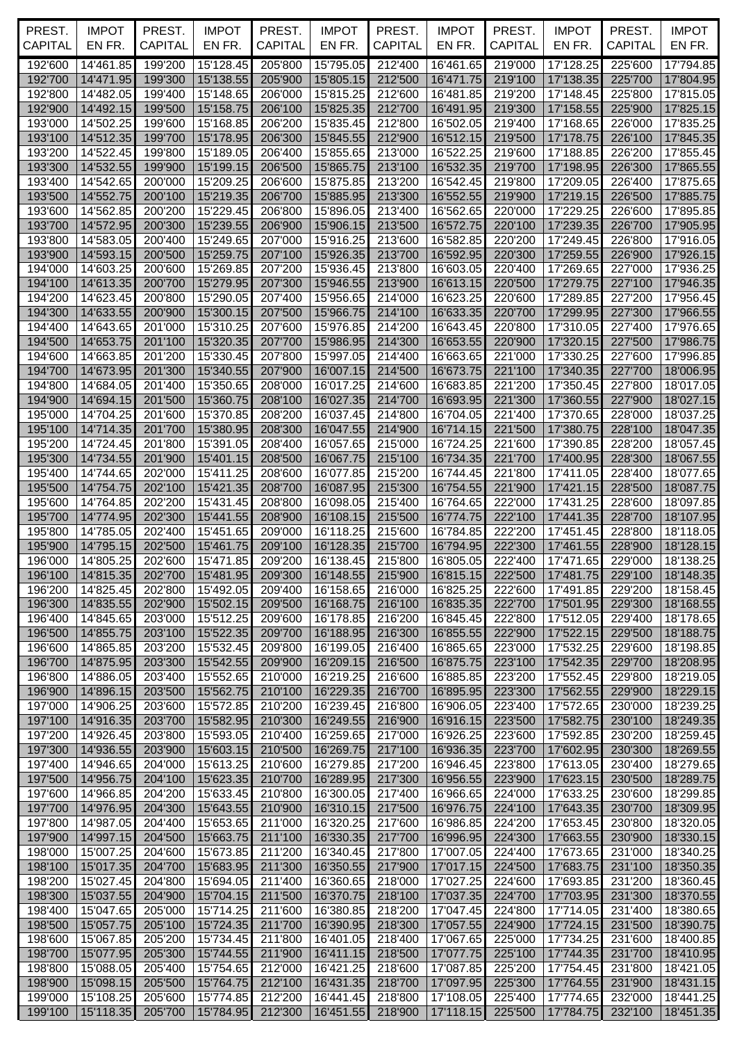| PREST. CAPITAL | IMPOT EN FR. | PREST. CAPITAL | IMPOT EN FR. | PREST. CAPITAL | IMPOT EN FR. | PREST. CAPITAL | IMPOT EN FR. | PREST. CAPITAL | IMPOT EN FR. | PREST. CAPITAL | IMPOT EN FR. |
|---|---|---|---|---|---|---|---|---|---|---|---|
| 192'600 | 14'461.85 | 199'200 | 15'128.45 | 205'800 | 15'795.05 | 212'400 | 16'461.65 | 219'000 | 17'128.25 | 225'600 | 17'794.85 |
| 192'700 | 14'471.95 | 199'300 | 15'138.55 | 205'900 | 15'805.15 | 212'500 | 16'471.75 | 219'100 | 17'138.35 | 225'700 | 17'804.95 |
| 192'800 | 14'482.05 | 199'400 | 15'148.65 | 206'000 | 15'815.25 | 212'600 | 16'481.85 | 219'200 | 17'148.45 | 225'800 | 17'815.05 |
| 192'900 | 14'492.15 | 199'500 | 15'158.75 | 206'100 | 15'825.35 | 212'700 | 16'491.95 | 219'300 | 17'158.55 | 225'900 | 17'825.15 |
| 193'000 | 14'502.25 | 199'600 | 15'168.85 | 206'200 | 15'835.45 | 212'800 | 16'502.05 | 219'400 | 17'168.65 | 226'000 | 17'835.25 |
| 193'100 | 14'512.35 | 199'700 | 15'178.95 | 206'300 | 15'845.55 | 212'900 | 16'512.15 | 219'500 | 17'178.75 | 226'100 | 17'845.35 |
| 193'200 | 14'522.45 | 199'800 | 15'189.05 | 206'400 | 15'855.65 | 213'000 | 16'522.25 | 219'600 | 17'188.85 | 226'200 | 17'855.45 |
| 193'300 | 14'532.55 | 199'900 | 15'199.15 | 206'500 | 15'865.75 | 213'100 | 16'532.35 | 219'700 | 17'198.95 | 226'300 | 17'865.55 |
| 193'400 | 14'542.65 | 200'000 | 15'209.25 | 206'600 | 15'875.85 | 213'200 | 16'542.45 | 219'800 | 17'209.05 | 226'400 | 17'875.65 |
| 193'500 | 14'552.75 | 200'100 | 15'219.35 | 206'700 | 15'885.95 | 213'300 | 16'552.55 | 219'900 | 17'219.15 | 226'500 | 17'885.75 |
| 193'600 | 14'562.85 | 200'200 | 15'229.45 | 206'800 | 15'896.05 | 213'400 | 16'562.65 | 220'000 | 17'229.25 | 226'600 | 17'895.85 |
| 193'700 | 14'572.95 | 200'300 | 15'239.55 | 206'900 | 15'906.15 | 213'500 | 16'572.75 | 220'100 | 17'239.35 | 226'700 | 17'905.95 |
| 193'800 | 14'583.05 | 200'400 | 15'249.65 | 207'000 | 15'916.25 | 213'600 | 16'582.85 | 220'200 | 17'249.45 | 226'800 | 17'916.05 |
| 193'900 | 14'593.15 | 200'500 | 15'259.75 | 207'100 | 15'926.35 | 213'700 | 16'592.95 | 220'300 | 17'259.55 | 226'900 | 17'926.15 |
| 194'000 | 14'603.25 | 200'600 | 15'269.85 | 207'200 | 15'936.45 | 213'800 | 16'603.05 | 220'400 | 17'269.65 | 227'000 | 17'936.25 |
| 194'100 | 14'613.35 | 200'700 | 15'279.95 | 207'300 | 15'946.55 | 213'900 | 16'613.15 | 220'500 | 17'279.75 | 227'100 | 17'946.35 |
| 194'200 | 14'623.45 | 200'800 | 15'290.05 | 207'400 | 15'956.65 | 214'000 | 16'623.25 | 220'600 | 17'289.85 | 227'200 | 17'956.45 |
| 194'300 | 14'633.55 | 200'900 | 15'300.15 | 207'500 | 15'966.75 | 214'100 | 16'633.35 | 220'700 | 17'299.95 | 227'300 | 17'966.55 |
| 194'400 | 14'643.65 | 201'000 | 15'310.25 | 207'600 | 15'976.85 | 214'200 | 16'643.45 | 220'800 | 17'310.05 | 227'400 | 17'976.65 |
| 194'500 | 14'653.75 | 201'100 | 15'320.35 | 207'700 | 15'986.95 | 214'300 | 16'653.55 | 220'900 | 17'320.15 | 227'500 | 17'986.75 |
| 194'600 | 14'663.85 | 201'200 | 15'330.45 | 207'800 | 15'997.05 | 214'400 | 16'663.65 | 221'000 | 17'330.25 | 227'600 | 17'996.85 |
| 194'700 | 14'673.95 | 201'300 | 15'340.55 | 207'900 | 16'007.15 | 214'500 | 16'673.75 | 221'100 | 17'340.35 | 227'700 | 18'006.95 |
| 194'800 | 14'684.05 | 201'400 | 15'350.65 | 208'000 | 16'017.25 | 214'600 | 16'683.85 | 221'200 | 17'350.45 | 227'800 | 18'017.05 |
| 194'900 | 14'694.15 | 201'500 | 15'360.75 | 208'100 | 16'027.35 | 214'700 | 16'693.95 | 221'300 | 17'360.55 | 227'900 | 18'027.15 |
| 195'000 | 14'704.25 | 201'600 | 15'370.85 | 208'200 | 16'037.45 | 214'800 | 16'704.05 | 221'400 | 17'370.65 | 228'000 | 18'037.25 |
| 195'100 | 14'714.35 | 201'700 | 15'380.95 | 208'300 | 16'047.55 | 214'900 | 16'714.15 | 221'500 | 17'380.75 | 228'100 | 18'047.35 |
| 195'200 | 14'724.45 | 201'800 | 15'391.05 | 208'400 | 16'057.65 | 215'000 | 16'724.25 | 221'600 | 17'390.85 | 228'200 | 18'057.45 |
| 195'300 | 14'734.55 | 201'900 | 15'401.15 | 208'500 | 16'067.75 | 215'100 | 16'734.35 | 221'700 | 17'400.95 | 228'300 | 18'067.55 |
| 195'400 | 14'744.65 | 202'000 | 15'411.25 | 208'600 | 16'077.85 | 215'200 | 16'744.45 | 221'800 | 17'411.05 | 228'400 | 18'077.65 |
| 195'500 | 14'754.75 | 202'100 | 15'421.35 | 208'700 | 16'087.95 | 215'300 | 16'754.55 | 221'900 | 17'421.15 | 228'500 | 18'087.75 |
| 195'600 | 14'764.85 | 202'200 | 15'431.45 | 208'800 | 16'098.05 | 215'400 | 16'764.65 | 222'000 | 17'431.25 | 228'600 | 18'097.85 |
| 195'700 | 14'774.95 | 202'300 | 15'441.55 | 208'900 | 16'108.15 | 215'500 | 16'774.75 | 222'100 | 17'441.35 | 228'700 | 18'107.95 |
| 195'800 | 14'785.05 | 202'400 | 15'451.65 | 209'000 | 16'118.25 | 215'600 | 16'784.85 | 222'200 | 17'451.45 | 228'800 | 18'118.05 |
| 195'900 | 14'795.15 | 202'500 | 15'461.75 | 209'100 | 16'128.35 | 215'700 | 16'794.95 | 222'300 | 17'461.55 | 228'900 | 18'128.15 |
| 196'000 | 14'805.25 | 202'600 | 15'471.85 | 209'200 | 16'138.45 | 215'800 | 16'805.05 | 222'400 | 17'471.65 | 229'000 | 18'138.25 |
| 196'100 | 14'815.35 | 202'700 | 15'481.95 | 209'300 | 16'148.55 | 215'900 | 16'815.15 | 222'500 | 17'481.75 | 229'100 | 18'148.35 |
| 196'200 | 14'825.45 | 202'800 | 15'492.05 | 209'400 | 16'158.65 | 216'000 | 16'825.25 | 222'600 | 17'491.85 | 229'200 | 18'158.45 |
| 196'300 | 14'835.55 | 202'900 | 15'502.15 | 209'500 | 16'168.75 | 216'100 | 16'835.35 | 222'700 | 17'501.95 | 229'300 | 18'168.55 |
| 196'400 | 14'845.65 | 203'000 | 15'512.25 | 209'600 | 16'178.85 | 216'200 | 16'845.45 | 222'800 | 17'512.05 | 229'400 | 18'178.65 |
| 196'500 | 14'855.75 | 203'100 | 15'522.35 | 209'700 | 16'188.95 | 216'300 | 16'855.55 | 222'900 | 17'522.15 | 229'500 | 18'188.75 |
| 196'600 | 14'865.85 | 203'200 | 15'532.45 | 209'800 | 16'199.05 | 216'400 | 16'865.65 | 223'000 | 17'532.25 | 229'600 | 18'198.85 |
| 196'700 | 14'875.95 | 203'300 | 15'542.55 | 209'900 | 16'209.15 | 216'500 | 16'875.75 | 223'100 | 17'542.35 | 229'700 | 18'208.95 |
| 196'800 | 14'886.05 | 203'400 | 15'552.65 | 210'000 | 16'219.25 | 216'600 | 16'885.85 | 223'200 | 17'552.45 | 229'800 | 18'219.05 |
| 196'900 | 14'896.15 | 203'500 | 15'562.75 | 210'100 | 16'229.35 | 216'700 | 16'895.95 | 223'300 | 17'562.55 | 229'900 | 18'229.15 |
| 197'000 | 14'906.25 | 203'600 | 15'572.85 | 210'200 | 16'239.45 | 216'800 | 16'906.05 | 223'400 | 17'572.65 | 230'000 | 18'239.25 |
| 197'100 | 14'916.35 | 203'700 | 15'582.95 | 210'300 | 16'249.55 | 216'900 | 16'916.15 | 223'500 | 17'582.75 | 230'100 | 18'249.35 |
| 197'200 | 14'926.45 | 203'800 | 15'593.05 | 210'400 | 16'259.65 | 217'000 | 16'926.25 | 223'600 | 17'592.85 | 230'200 | 18'259.45 |
| 197'300 | 14'936.55 | 203'900 | 15'603.15 | 210'500 | 16'269.75 | 217'100 | 16'936.35 | 223'700 | 17'602.95 | 230'300 | 18'269.55 |
| 197'400 | 14'946.65 | 204'000 | 15'613.25 | 210'600 | 16'279.85 | 217'200 | 16'946.45 | 223'800 | 17'613.05 | 230'400 | 18'279.65 |
| 197'500 | 14'956.75 | 204'100 | 15'623.35 | 210'700 | 16'289.95 | 217'300 | 16'956.55 | 223'900 | 17'623.15 | 230'500 | 18'289.75 |
| 197'600 | 14'966.85 | 204'200 | 15'633.45 | 210'800 | 16'300.05 | 217'400 | 16'966.65 | 224'000 | 17'633.25 | 230'600 | 18'299.85 |
| 197'700 | 14'976.95 | 204'300 | 15'643.55 | 210'900 | 16'310.15 | 217'500 | 16'976.75 | 224'100 | 17'643.35 | 230'700 | 18'309.95 |
| 197'800 | 14'987.05 | 204'400 | 15'653.65 | 211'000 | 16'320.25 | 217'600 | 16'986.85 | 224'200 | 17'653.45 | 230'800 | 18'320.05 |
| 197'900 | 14'997.15 | 204'500 | 15'663.75 | 211'100 | 16'330.35 | 217'700 | 16'996.95 | 224'300 | 17'663.55 | 230'900 | 18'330.15 |
| 198'000 | 15'007.25 | 204'600 | 15'673.85 | 211'200 | 16'340.45 | 217'800 | 17'007.05 | 224'400 | 17'673.65 | 231'000 | 18'340.25 |
| 198'100 | 15'017.35 | 204'700 | 15'683.95 | 211'300 | 16'350.55 | 217'900 | 17'017.15 | 224'500 | 17'683.75 | 231'100 | 18'350.35 |
| 198'200 | 15'027.45 | 204'800 | 15'694.05 | 211'400 | 16'360.65 | 218'000 | 17'027.25 | 224'600 | 17'693.85 | 231'200 | 18'360.45 |
| 198'300 | 15'037.55 | 204'900 | 15'704.15 | 211'500 | 16'370.75 | 218'100 | 17'037.35 | 224'700 | 17'703.95 | 231'300 | 18'370.55 |
| 198'400 | 15'047.65 | 205'000 | 15'714.25 | 211'600 | 16'380.85 | 218'200 | 17'047.45 | 224'800 | 17'714.05 | 231'400 | 18'380.65 |
| 198'500 | 15'057.75 | 205'100 | 15'724.35 | 211'700 | 16'390.95 | 218'300 | 17'057.55 | 224'900 | 17'724.15 | 231'500 | 18'390.75 |
| 198'600 | 15'067.85 | 205'200 | 15'734.45 | 211'800 | 16'401.05 | 218'400 | 17'067.65 | 225'000 | 17'734.25 | 231'600 | 18'400.85 |
| 198'700 | 15'077.95 | 205'300 | 15'744.55 | 211'900 | 16'411.15 | 218'500 | 17'077.75 | 225'100 | 17'744.35 | 231'700 | 18'410.95 |
| 198'800 | 15'088.05 | 205'400 | 15'754.65 | 212'000 | 16'421.25 | 218'600 | 17'087.85 | 225'200 | 17'754.45 | 231'800 | 18'421.05 |
| 198'900 | 15'098.15 | 205'500 | 15'764.75 | 212'100 | 16'431.35 | 218'700 | 17'097.95 | 225'300 | 17'764.55 | 231'900 | 18'431.15 |
| 199'000 | 15'108.25 | 205'600 | 15'774.85 | 212'200 | 16'441.45 | 218'800 | 17'108.05 | 225'400 | 17'774.65 | 232'000 | 18'441.25 |
| 199'100 | 15'118.35 | 205'700 | 15'784.95 | 212'300 | 16'451.55 | 218'900 | 17'118.15 | 225'500 | 17'784.75 | 232'100 | 18'451.35 |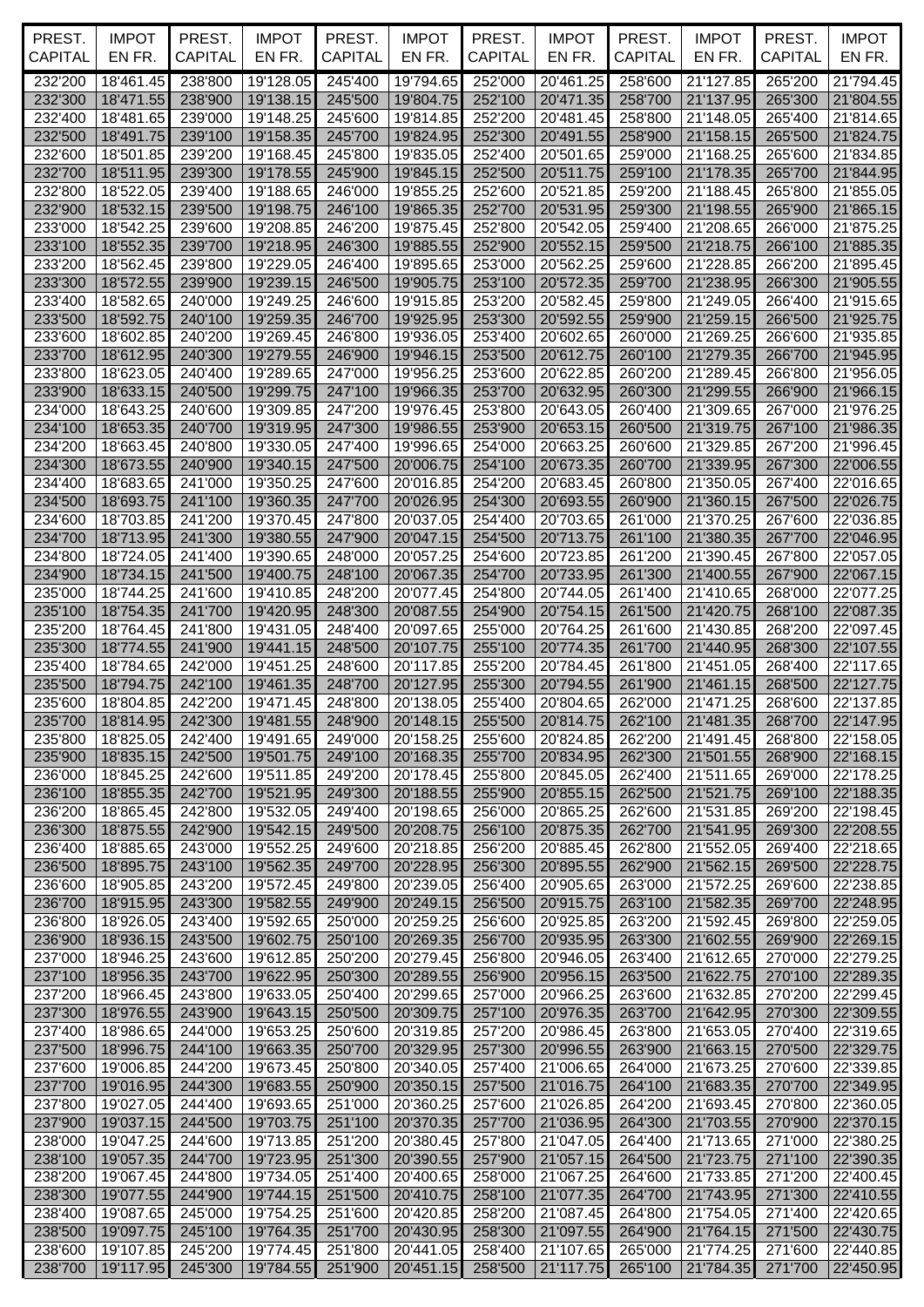| PREST. CAPITAL | IMPOT EN FR. | PREST. CAPITAL | IMPOT EN FR. | PREST. CAPITAL | IMPOT EN FR. | PREST. CAPITAL | IMPOT EN FR. | PREST. CAPITAL | IMPOT EN FR. | PREST. CAPITAL | IMPOT EN FR. |
|---|---|---|---|---|---|---|---|---|---|---|---|
| 232'200 | 18'461.45 | 238'800 | 19'128.05 | 245'400 | 19'794.65 | 252'000 | 20'461.25 | 258'600 | 21'127.85 | 265'200 | 21'794.45 |
| 232'300 | 18'471.55 | 238'900 | 19'138.15 | 245'500 | 19'804.75 | 252'100 | 20'471.35 | 258'700 | 21'137.95 | 265'300 | 21'804.55 |
| 232'400 | 18'481.65 | 239'000 | 19'148.25 | 245'600 | 19'814.85 | 252'200 | 20'481.45 | 258'800 | 21'148.05 | 265'400 | 21'814.65 |
| 232'500 | 18'491.75 | 239'100 | 19'158.35 | 245'700 | 19'824.95 | 252'300 | 20'491.55 | 258'900 | 21'158.15 | 265'500 | 21'824.75 |
| 232'600 | 18'501.85 | 239'200 | 19'168.45 | 245'800 | 19'835.05 | 252'400 | 20'501.65 | 259'000 | 21'168.25 | 265'600 | 21'834.85 |
| 232'700 | 18'511.95 | 239'300 | 19'178.55 | 245'900 | 19'845.15 | 252'500 | 20'511.75 | 259'100 | 21'178.35 | 265'700 | 21'844.95 |
| 232'800 | 18'522.05 | 239'400 | 19'188.65 | 246'000 | 19'855.25 | 252'600 | 20'521.85 | 259'200 | 21'188.45 | 265'800 | 21'855.05 |
| 232'900 | 18'532.15 | 239'500 | 19'198.75 | 246'100 | 19'865.35 | 252'700 | 20'531.95 | 259'300 | 21'198.55 | 265'900 | 21'865.15 |
| 233'000 | 18'542.25 | 239'600 | 19'208.85 | 246'200 | 19'875.45 | 252'800 | 20'542.05 | 259'400 | 21'208.65 | 266'000 | 21'875.25 |
| 233'100 | 18'552.35 | 239'700 | 19'218.95 | 246'300 | 19'885.55 | 252'900 | 20'552.15 | 259'500 | 21'218.75 | 266'100 | 21'885.35 |
| 233'200 | 18'562.45 | 239'800 | 19'229.05 | 246'400 | 19'895.65 | 253'000 | 20'562.25 | 259'600 | 21'228.85 | 266'200 | 21'895.45 |
| 233'300 | 18'572.55 | 239'900 | 19'239.15 | 246'500 | 19'905.75 | 253'100 | 20'572.35 | 259'700 | 21'238.95 | 266'300 | 21'905.55 |
| 233'400 | 18'582.65 | 240'000 | 19'249.25 | 246'600 | 19'915.85 | 253'200 | 20'582.45 | 259'800 | 21'249.05 | 266'400 | 21'915.65 |
| 233'500 | 18'592.75 | 240'100 | 19'259.35 | 246'700 | 19'925.95 | 253'300 | 20'592.55 | 259'900 | 21'259.15 | 266'500 | 21'925.75 |
| 233'600 | 18'602.85 | 240'200 | 19'269.45 | 246'800 | 19'936.05 | 253'400 | 20'602.65 | 260'000 | 21'269.25 | 266'600 | 21'935.85 |
| 233'700 | 18'612.95 | 240'300 | 19'279.55 | 246'900 | 19'946.15 | 253'500 | 20'612.75 | 260'100 | 21'279.35 | 266'700 | 21'945.95 |
| 233'800 | 18'623.05 | 240'400 | 19'289.65 | 247'000 | 19'956.25 | 253'600 | 20'622.85 | 260'200 | 21'289.45 | 266'800 | 21'956.05 |
| 233'900 | 18'633.15 | 240'500 | 19'299.75 | 247'100 | 19'966.35 | 253'700 | 20'632.95 | 260'300 | 21'299.55 | 266'900 | 21'966.15 |
| 234'000 | 18'643.25 | 240'600 | 19'309.85 | 247'200 | 19'976.45 | 253'800 | 20'643.05 | 260'400 | 21'309.65 | 267'000 | 21'976.25 |
| 234'100 | 18'653.35 | 240'700 | 19'319.95 | 247'300 | 19'986.55 | 253'900 | 20'653.15 | 260'500 | 21'319.75 | 267'100 | 21'986.35 |
| 234'200 | 18'663.45 | 240'800 | 19'330.05 | 247'400 | 19'996.65 | 254'000 | 20'663.25 | 260'600 | 21'329.85 | 267'200 | 21'996.45 |
| 234'300 | 18'673.55 | 240'900 | 19'340.15 | 247'500 | 20'006.75 | 254'100 | 20'673.35 | 260'700 | 21'339.95 | 267'300 | 22'006.55 |
| 234'400 | 18'683.65 | 241'000 | 19'350.25 | 247'600 | 20'016.85 | 254'200 | 20'683.45 | 260'800 | 21'350.05 | 267'400 | 22'016.65 |
| 234'500 | 18'693.75 | 241'100 | 19'360.35 | 247'700 | 20'026.95 | 254'300 | 20'693.55 | 260'900 | 21'360.15 | 267'500 | 22'026.75 |
| 234'600 | 18'703.85 | 241'200 | 19'370.45 | 247'800 | 20'037.05 | 254'400 | 20'703.65 | 261'000 | 21'370.25 | 267'600 | 22'036.85 |
| 234'700 | 18'713.95 | 241'300 | 19'380.55 | 247'900 | 20'047.15 | 254'500 | 20'713.75 | 261'100 | 21'380.35 | 267'700 | 22'046.95 |
| 234'800 | 18'724.05 | 241'400 | 19'390.65 | 248'000 | 20'057.25 | 254'600 | 20'723.85 | 261'200 | 21'390.45 | 267'800 | 22'057.05 |
| 234'900 | 18'734.15 | 241'500 | 19'400.75 | 248'100 | 20'067.35 | 254'700 | 20'733.95 | 261'300 | 21'400.55 | 267'900 | 22'067.15 |
| 235'000 | 18'744.25 | 241'600 | 19'410.85 | 248'200 | 20'077.45 | 254'800 | 20'744.05 | 261'400 | 21'410.65 | 268'000 | 22'077.25 |
| 235'100 | 18'754.35 | 241'700 | 19'420.95 | 248'300 | 20'087.55 | 254'900 | 20'754.15 | 261'500 | 21'420.75 | 268'100 | 22'087.35 |
| 235'200 | 18'764.45 | 241'800 | 19'431.05 | 248'400 | 20'097.65 | 255'000 | 20'764.25 | 261'600 | 21'430.85 | 268'200 | 22'097.45 |
| 235'300 | 18'774.55 | 241'900 | 19'441.15 | 248'500 | 20'107.75 | 255'100 | 20'774.35 | 261'700 | 21'440.95 | 268'300 | 22'107.55 |
| 235'400 | 18'784.65 | 242'000 | 19'451.25 | 248'600 | 20'117.85 | 255'200 | 20'784.45 | 261'800 | 21'451.05 | 268'400 | 22'117.65 |
| 235'500 | 18'794.75 | 242'100 | 19'461.35 | 248'700 | 20'127.95 | 255'300 | 20'794.55 | 261'900 | 21'461.15 | 268'500 | 22'127.75 |
| 235'600 | 18'804.85 | 242'200 | 19'471.45 | 248'800 | 20'138.05 | 255'400 | 20'804.65 | 262'000 | 21'471.25 | 268'600 | 22'137.85 |
| 235'700 | 18'814.95 | 242'300 | 19'481.55 | 248'900 | 20'148.15 | 255'500 | 20'814.75 | 262'100 | 21'481.35 | 268'700 | 22'147.95 |
| 235'800 | 18'825.05 | 242'400 | 19'491.65 | 249'000 | 20'158.25 | 255'600 | 20'824.85 | 262'200 | 21'491.45 | 268'800 | 22'158.05 |
| 235'900 | 18'835.15 | 242'500 | 19'501.75 | 249'100 | 20'168.35 | 255'700 | 20'834.95 | 262'300 | 21'501.55 | 268'900 | 22'168.15 |
| 236'000 | 18'845.25 | 242'600 | 19'511.85 | 249'200 | 20'178.45 | 255'800 | 20'845.05 | 262'400 | 21'511.65 | 269'000 | 22'178.25 |
| 236'100 | 18'855.35 | 242'700 | 19'521.95 | 249'300 | 20'188.55 | 255'900 | 20'855.15 | 262'500 | 21'521.75 | 269'100 | 22'188.35 |
| 236'200 | 18'865.45 | 242'800 | 19'532.05 | 249'400 | 20'198.65 | 256'000 | 20'865.25 | 262'600 | 21'531.85 | 269'200 | 22'198.45 |
| 236'300 | 18'875.55 | 242'900 | 19'542.15 | 249'500 | 20'208.75 | 256'100 | 20'875.35 | 262'700 | 21'541.95 | 269'300 | 22'208.55 |
| 236'400 | 18'885.65 | 243'000 | 19'552.25 | 249'600 | 20'218.85 | 256'200 | 20'885.45 | 262'800 | 21'552.05 | 269'400 | 22'218.65 |
| 236'500 | 18'895.75 | 243'100 | 19'562.35 | 249'700 | 20'228.95 | 256'300 | 20'895.55 | 262'900 | 21'562.15 | 269'500 | 22'228.75 |
| 236'600 | 18'905.85 | 243'200 | 19'572.45 | 249'800 | 20'239.05 | 256'400 | 20'905.65 | 263'000 | 21'572.25 | 269'600 | 22'238.85 |
| 236'700 | 18'915.95 | 243'300 | 19'582.55 | 249'900 | 20'249.15 | 256'500 | 20'915.75 | 263'100 | 21'582.35 | 269'700 | 22'248.95 |
| 236'800 | 18'926.05 | 243'400 | 19'592.65 | 250'000 | 20'259.25 | 256'600 | 20'925.85 | 263'200 | 21'592.45 | 269'800 | 22'259.05 |
| 236'900 | 18'936.15 | 243'500 | 19'602.75 | 250'100 | 20'269.35 | 256'700 | 20'935.95 | 263'300 | 21'602.55 | 269'900 | 22'269.15 |
| 237'000 | 18'946.25 | 243'600 | 19'612.85 | 250'200 | 20'279.45 | 256'800 | 20'946.05 | 263'400 | 21'612.65 | 270'000 | 22'279.25 |
| 237'100 | 18'956.35 | 243'700 | 19'622.95 | 250'300 | 20'289.55 | 256'900 | 20'956.15 | 263'500 | 21'622.75 | 270'100 | 22'289.35 |
| 237'200 | 18'966.45 | 243'800 | 19'633.05 | 250'400 | 20'299.65 | 257'000 | 20'966.25 | 263'600 | 21'632.85 | 270'200 | 22'299.45 |
| 237'300 | 18'976.55 | 243'900 | 19'643.15 | 250'500 | 20'309.75 | 257'100 | 20'976.35 | 263'700 | 21'642.95 | 270'300 | 22'309.55 |
| 237'400 | 18'986.65 | 244'000 | 19'653.25 | 250'600 | 20'319.85 | 257'200 | 20'986.45 | 263'800 | 21'653.05 | 270'400 | 22'319.65 |
| 237'500 | 18'996.75 | 244'100 | 19'663.35 | 250'700 | 20'329.95 | 257'300 | 20'996.55 | 263'900 | 21'663.15 | 270'500 | 22'329.75 |
| 237'600 | 19'006.85 | 244'200 | 19'673.45 | 250'800 | 20'340.05 | 257'400 | 21'006.65 | 264'000 | 21'673.25 | 270'600 | 22'339.85 |
| 237'700 | 19'016.95 | 244'300 | 19'683.55 | 250'900 | 20'350.15 | 257'500 | 21'016.75 | 264'100 | 21'683.35 | 270'700 | 22'349.95 |
| 237'800 | 19'027.05 | 244'400 | 19'693.65 | 251'000 | 20'360.25 | 257'600 | 21'026.85 | 264'200 | 21'693.45 | 270'800 | 22'360.05 |
| 237'900 | 19'037.15 | 244'500 | 19'703.75 | 251'100 | 20'370.35 | 257'700 | 21'036.95 | 264'300 | 21'703.55 | 270'900 | 22'370.15 |
| 238'000 | 19'047.25 | 244'600 | 19'713.85 | 251'200 | 20'380.45 | 257'800 | 21'047.05 | 264'400 | 21'713.65 | 271'000 | 22'380.25 |
| 238'100 | 19'057.35 | 244'700 | 19'723.95 | 251'300 | 20'390.55 | 257'900 | 21'057.15 | 264'500 | 21'723.75 | 271'100 | 22'390.35 |
| 238'200 | 19'067.45 | 244'800 | 19'734.05 | 251'400 | 20'400.65 | 258'000 | 21'067.25 | 264'600 | 21'733.85 | 271'200 | 22'400.45 |
| 238'300 | 19'077.55 | 244'900 | 19'744.15 | 251'500 | 20'410.75 | 258'100 | 21'077.35 | 264'700 | 21'743.95 | 271'300 | 22'410.55 |
| 238'400 | 19'087.65 | 245'000 | 19'754.25 | 251'600 | 20'420.85 | 258'200 | 21'087.45 | 264'800 | 21'754.05 | 271'400 | 22'420.65 |
| 238'500 | 19'097.75 | 245'100 | 19'764.35 | 251'700 | 20'430.95 | 258'300 | 21'097.55 | 264'900 | 21'764.15 | 271'500 | 22'430.75 |
| 238'600 | 19'107.85 | 245'200 | 19'774.45 | 251'800 | 20'441.05 | 258'400 | 21'107.65 | 265'000 | 21'774.25 | 271'600 | 22'440.85 |
| 238'700 | 19'117.95 | 245'300 | 19'784.55 | 251'900 | 20'451.15 | 258'500 | 21'117.75 | 265'100 | 21'784.35 | 271'700 | 22'450.95 |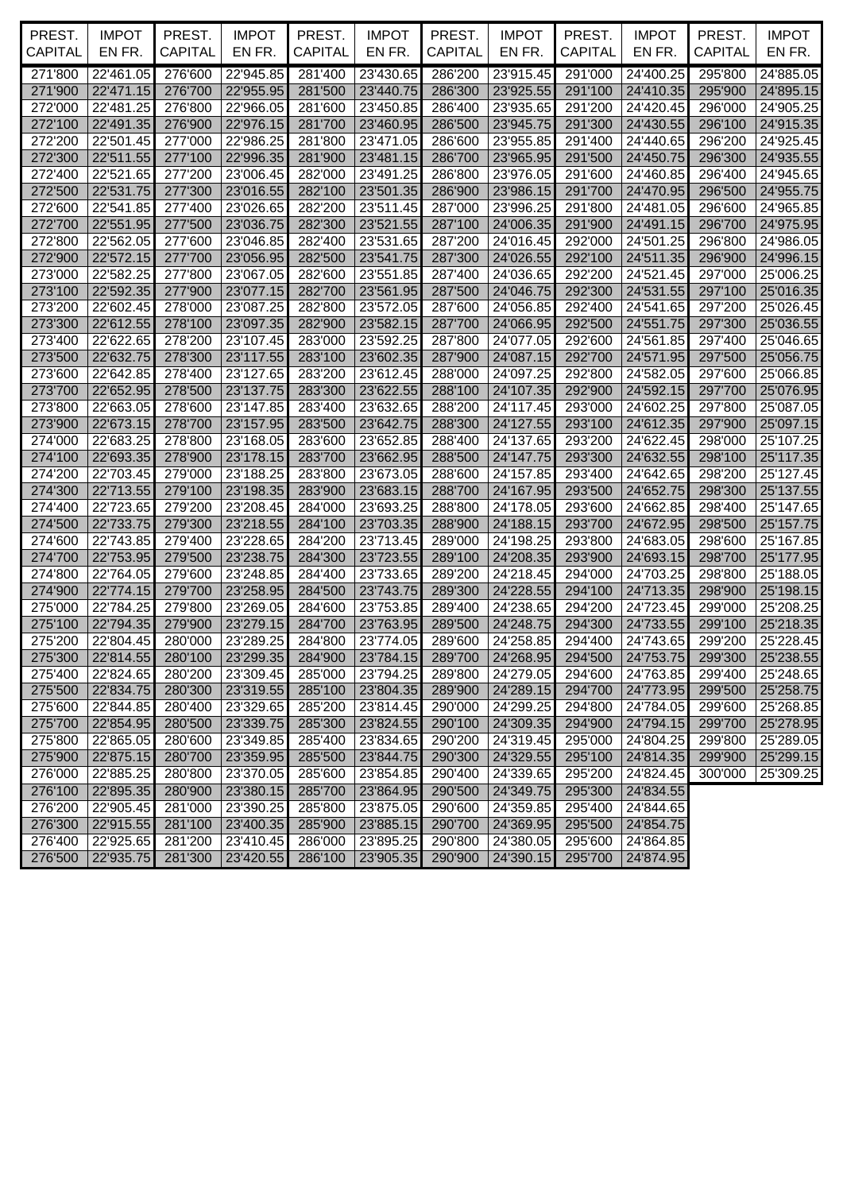| PREST. CAPITAL | IMPOT EN FR. | PREST. CAPITAL | IMPOT EN FR. | PREST. CAPITAL | IMPOT EN FR. | PREST. CAPITAL | IMPOT EN FR. | PREST. CAPITAL | IMPOT EN FR. | PREST. CAPITAL | IMPOT EN FR. |
|---|---|---|---|---|---|---|---|---|---|---|---|
| 271'800 | 22'461.05 | 276'600 | 22'945.85 | 281'400 | 23'430.65 | 286'200 | 23'915.45 | 291'000 | 24'400.25 | 295'800 | 24'885.05 |
| 271'900 | 22'471.15 | 276'700 | 22'955.95 | 281'500 | 23'440.75 | 286'300 | 23'925.55 | 291'100 | 24'410.35 | 295'900 | 24'895.15 |
| 272'000 | 22'481.25 | 276'800 | 22'966.05 | 281'600 | 23'450.85 | 286'400 | 23'935.65 | 291'200 | 24'420.45 | 296'000 | 24'905.25 |
| 272'100 | 22'491.35 | 276'900 | 22'976.15 | 281'700 | 23'460.95 | 286'500 | 23'945.75 | 291'300 | 24'430.55 | 296'100 | 24'915.35 |
| 272'200 | 22'501.45 | 277'000 | 22'986.25 | 281'800 | 23'471.05 | 286'600 | 23'955.85 | 291'400 | 24'440.65 | 296'200 | 24'925.45 |
| 272'300 | 22'511.55 | 277'100 | 22'996.35 | 281'900 | 23'481.15 | 286'700 | 23'965.95 | 291'500 | 24'450.75 | 296'300 | 24'935.55 |
| 272'400 | 22'521.65 | 277'200 | 23'006.45 | 282'000 | 23'491.25 | 286'800 | 23'976.05 | 291'600 | 24'460.85 | 296'400 | 24'945.65 |
| 272'500 | 22'531.75 | 277'300 | 23'016.55 | 282'100 | 23'501.35 | 286'900 | 23'986.15 | 291'700 | 24'470.95 | 296'500 | 24'955.75 |
| 272'600 | 22'541.85 | 277'400 | 23'026.65 | 282'200 | 23'511.45 | 287'000 | 23'996.25 | 291'800 | 24'481.05 | 296'600 | 24'965.85 |
| 272'700 | 22'551.95 | 277'500 | 23'036.75 | 282'300 | 23'521.55 | 287'100 | 24'006.35 | 291'900 | 24'491.15 | 296'700 | 24'975.95 |
| 272'800 | 22'562.05 | 277'600 | 23'046.85 | 282'400 | 23'531.65 | 287'200 | 24'016.45 | 292'000 | 24'501.25 | 296'800 | 24'986.05 |
| 272'900 | 22'572.15 | 277'700 | 23'056.95 | 282'500 | 23'541.75 | 287'300 | 24'026.55 | 292'100 | 24'511.35 | 296'900 | 24'996.15 |
| 273'000 | 22'582.25 | 277'800 | 23'067.05 | 282'600 | 23'551.85 | 287'400 | 24'036.65 | 292'200 | 24'521.45 | 297'000 | 25'006.25 |
| 273'100 | 22'592.35 | 277'900 | 23'077.15 | 282'700 | 23'561.95 | 287'500 | 24'046.75 | 292'300 | 24'531.55 | 297'100 | 25'016.35 |
| 273'200 | 22'602.45 | 278'000 | 23'087.25 | 282'800 | 23'572.05 | 287'600 | 24'056.85 | 292'400 | 24'541.65 | 297'200 | 25'026.45 |
| 273'300 | 22'612.55 | 278'100 | 23'097.35 | 282'900 | 23'582.15 | 287'700 | 24'066.95 | 292'500 | 24'551.75 | 297'300 | 25'036.55 |
| 273'400 | 22'622.65 | 278'200 | 23'107.45 | 283'000 | 23'592.25 | 287'800 | 24'077.05 | 292'600 | 24'561.85 | 297'400 | 25'046.65 |
| 273'500 | 22'632.75 | 278'300 | 23'117.55 | 283'100 | 23'602.35 | 287'900 | 24'087.15 | 292'700 | 24'571.95 | 297'500 | 25'056.75 |
| 273'600 | 22'642.85 | 278'400 | 23'127.65 | 283'200 | 23'612.45 | 288'000 | 24'097.25 | 292'800 | 24'582.05 | 297'600 | 25'066.85 |
| 273'700 | 22'652.95 | 278'500 | 23'137.75 | 283'300 | 23'622.55 | 288'100 | 24'107.35 | 292'900 | 24'592.15 | 297'700 | 25'076.95 |
| 273'800 | 22'663.05 | 278'600 | 23'147.85 | 283'400 | 23'632.65 | 288'200 | 24'117.45 | 293'000 | 24'602.25 | 297'800 | 25'087.05 |
| 273'900 | 22'673.15 | 278'700 | 23'157.95 | 283'500 | 23'642.75 | 288'300 | 24'127.55 | 293'100 | 24'612.35 | 297'900 | 25'097.15 |
| 274'000 | 22'683.25 | 278'800 | 23'168.05 | 283'600 | 23'652.85 | 288'400 | 24'137.65 | 293'200 | 24'622.45 | 298'000 | 25'107.25 |
| 274'100 | 22'693.35 | 278'900 | 23'178.15 | 283'700 | 23'662.95 | 288'500 | 24'147.75 | 293'300 | 24'632.55 | 298'100 | 25'117.35 |
| 274'200 | 22'703.45 | 279'000 | 23'188.25 | 283'800 | 23'673.05 | 288'600 | 24'157.85 | 293'400 | 24'642.65 | 298'200 | 25'127.45 |
| 274'300 | 22'713.55 | 279'100 | 23'198.35 | 283'900 | 23'683.15 | 288'700 | 24'167.95 | 293'500 | 24'652.75 | 298'300 | 25'137.55 |
| 274'400 | 22'723.65 | 279'200 | 23'208.45 | 284'000 | 23'693.25 | 288'800 | 24'178.05 | 293'600 | 24'662.85 | 298'400 | 25'147.65 |
| 274'500 | 22'733.75 | 279'300 | 23'218.55 | 284'100 | 23'703.35 | 288'900 | 24'188.15 | 293'700 | 24'672.95 | 298'500 | 25'157.75 |
| 274'600 | 22'743.85 | 279'400 | 23'228.65 | 284'200 | 23'713.45 | 289'000 | 24'198.25 | 293'800 | 24'683.05 | 298'600 | 25'167.85 |
| 274'700 | 22'753.95 | 279'500 | 23'238.75 | 284'300 | 23'723.55 | 289'100 | 24'208.35 | 293'900 | 24'693.15 | 298'700 | 25'177.95 |
| 274'800 | 22'764.05 | 279'600 | 23'248.85 | 284'400 | 23'733.65 | 289'200 | 24'218.45 | 294'000 | 24'703.25 | 298'800 | 25'188.05 |
| 274'900 | 22'774.15 | 279'700 | 23'258.95 | 284'500 | 23'743.75 | 289'300 | 24'228.55 | 294'100 | 24'713.35 | 298'900 | 25'198.15 |
| 275'000 | 22'784.25 | 279'800 | 23'269.05 | 284'600 | 23'753.85 | 289'400 | 24'238.65 | 294'200 | 24'723.45 | 299'000 | 25'208.25 |
| 275'100 | 22'794.35 | 279'900 | 23'279.15 | 284'700 | 23'763.95 | 289'500 | 24'248.75 | 294'300 | 24'733.55 | 299'100 | 25'218.35 |
| 275'200 | 22'804.45 | 280'000 | 23'289.25 | 284'800 | 23'774.05 | 289'600 | 24'258.85 | 294'400 | 24'743.65 | 299'200 | 25'228.45 |
| 275'300 | 22'814.55 | 280'100 | 23'299.35 | 284'900 | 23'784.15 | 289'700 | 24'268.95 | 294'500 | 24'753.75 | 299'300 | 25'238.55 |
| 275'400 | 22'824.65 | 280'200 | 23'309.45 | 285'000 | 23'794.25 | 289'800 | 24'279.05 | 294'600 | 24'763.85 | 299'400 | 25'248.65 |
| 275'500 | 22'834.75 | 280'300 | 23'319.55 | 285'100 | 23'804.35 | 289'900 | 24'289.15 | 294'700 | 24'773.95 | 299'500 | 25'258.75 |
| 275'600 | 22'844.85 | 280'400 | 23'329.65 | 285'200 | 23'814.45 | 290'000 | 24'299.25 | 294'800 | 24'784.05 | 299'600 | 25'268.85 |
| 275'700 | 22'854.95 | 280'500 | 23'339.75 | 285'300 | 23'824.55 | 290'100 | 24'309.35 | 294'900 | 24'794.15 | 299'700 | 25'278.95 |
| 275'800 | 22'865.05 | 280'600 | 23'349.85 | 285'400 | 23'834.65 | 290'200 | 24'319.45 | 295'000 | 24'804.25 | 299'800 | 25'289.05 |
| 275'900 | 22'875.15 | 280'700 | 23'359.95 | 285'500 | 23'844.75 | 290'300 | 24'329.55 | 295'100 | 24'814.35 | 299'900 | 25'299.15 |
| 276'000 | 22'885.25 | 280'800 | 23'370.05 | 285'600 | 23'854.85 | 290'400 | 24'339.65 | 295'200 | 24'824.45 | 300'000 | 25'309.25 |
| 276'100 | 22'895.35 | 280'900 | 23'380.15 | 285'700 | 23'864.95 | 290'500 | 24'349.75 | 295'300 | 24'834.55 | | |
| 276'200 | 22'905.45 | 281'000 | 23'390.25 | 285'800 | 23'875.05 | 290'600 | 24'359.85 | 295'400 | 24'844.65 | | |
| 276'300 | 22'915.55 | 281'100 | 23'400.35 | 285'900 | 23'885.15 | 290'700 | 24'369.95 | 295'500 | 24'854.75 | | |
| 276'400 | 22'925.65 | 281'200 | 23'410.45 | 286'000 | 23'895.25 | 290'800 | 24'380.05 | 295'600 | 24'864.85 | | |
| 276'500 | 22'935.75 | 281'300 | 23'420.55 | 286'100 | 23'905.35 | 290'900 | 24'390.15 | 295'700 | 24'874.95 | | |